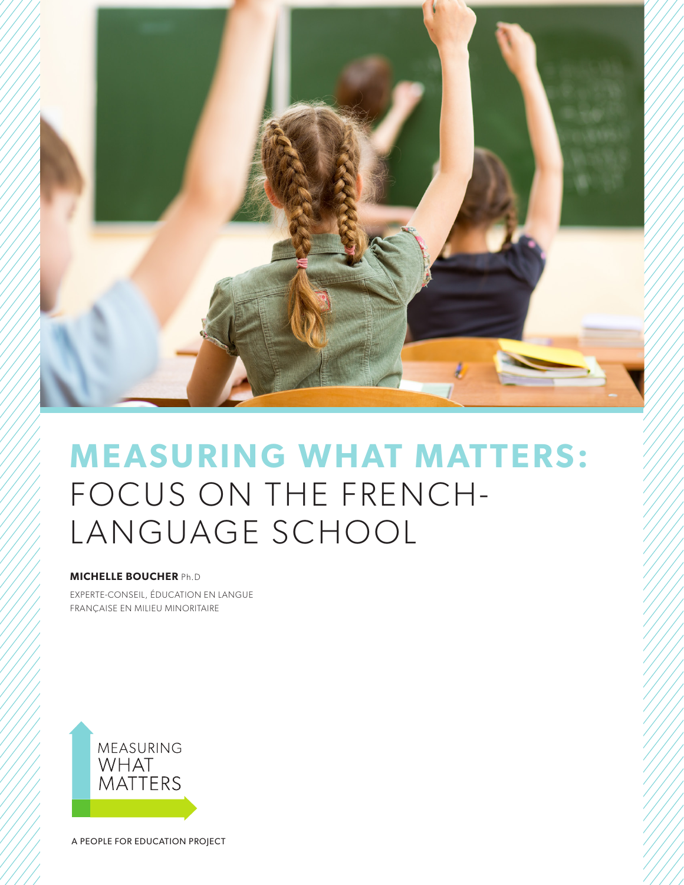# MEASURING WHAT MATTERS: FOCUS ON THE FRENCH-LANGUAGE SCHOOL

**MICHELLE BOUCHER** Ph.D

EXPERTE-CONSEIL, ÉDUCATION EN LANGUE FRANÇAISE EN MILIEU MINORITAIRE

MEASURING WHAT MATTERS

A PEOPLE FOR EDUCATION PROJECT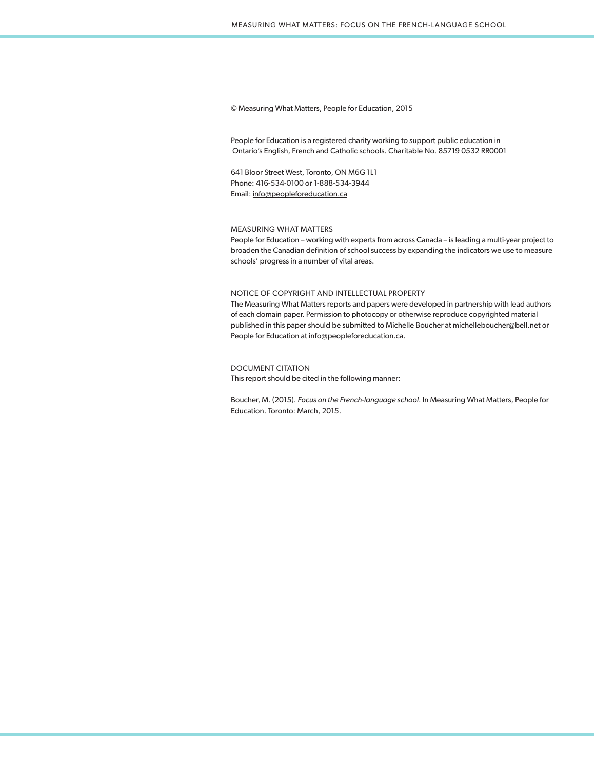© Measuring What Matters, People for Education, 2015

People for Education is a registered charity working to support public education in Ontario's English, French and Catholic schools. Charitable No. 85719 0532 RR0001

641 Bloor Street West, Toronto, ON M6G 1L1
Phone: 416-534-0100 or 1-888-534-3944
Email: info@peopleforeducation.ca

MEASURING WHAT MATTERS

People for Education – working with experts from across Canada – is leading a multi-year project to broaden the Canadian definition of school success by expanding the indicators we use to measure schools' progress in a number of vital areas.

NOTICE OF COPYRIGHT AND INTELLECTUAL PROPERTY

The Measuring What Matters reports and papers were developed in partnership with lead authors of each domain paper. Permission to photocopy or otherwise reproduce copyrighted material published in this paper should be submitted to Michelle Boucher at michelleboucher@bell.net or People for Education at info@peopleforeducation.ca.

DOCUMENT CITATION

This report should be cited in the following manner:

Boucher, M. (2015). *Focus on the French-language school*. In Measuring What Matters, People for Education. Toronto: March, 2015.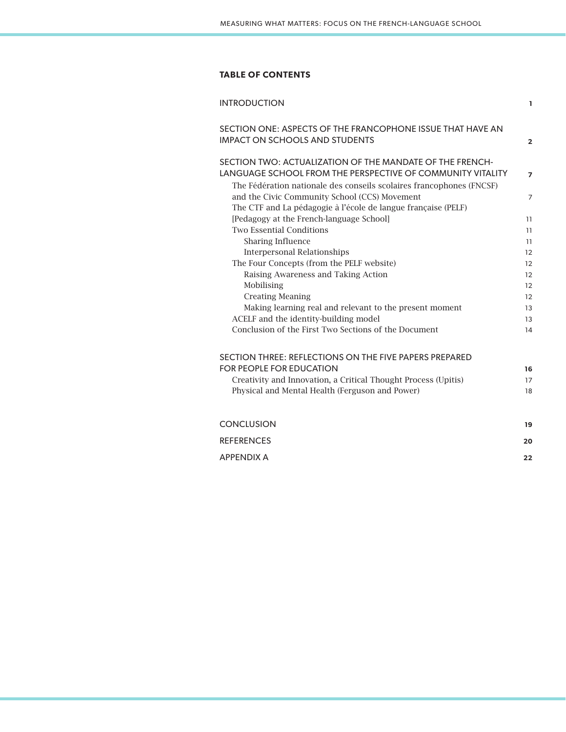## TABLE OF CONTENTS

| | |
|---|---|
| INTRODUCTION | **1** |
| SECTION ONE: ASPECTS OF THE FRANCOPHONE ISSUE THAT HAVE AN IMPACT ON SCHOOLS AND STUDENTS | **2** |
| SECTION TWO: ACTUALIZATION OF THE MANDATE OF THE FRENCH-LANGUAGE SCHOOL FROM THE PERSPECTIVE OF COMMUNITY VITALITY | **7** |
| The Fédération nationale des conseils scolaires francophones (FNCSF) and the Civic Community School (CCS) Movement | 7 |
| The CTF and La pédagogie à l'école de langue française (PELF) [Pedagogy at the French-language School] | 11 |
| Two Essential Conditions | 11 |
| Sharing Influence | 11 |
| Interpersonal Relationships | 12 |
| The Four Concepts (from the PELF website) | 12 |
| Raising Awareness and Taking Action | 12 |
| Mobilising | 12 |
| Creating Meaning | 12 |
| Making learning real and relevant to the present moment | 13 |
| ACELF and the identity-building model | 13 |
| Conclusion of the First Two Sections of the Document | 14 |
| SECTION THREE: REFLECTIONS ON THE FIVE PAPERS PREPARED FOR PEOPLE FOR EDUCATION | **16** |
| Creativity and Innovation, a Critical Thought Process (Upitis) | 17 |
| Physical and Mental Health (Ferguson and Power) | 18 |
| CONCLUSION | **19** |
| REFERENCES | **20** |
| APPENDIX A | **22** |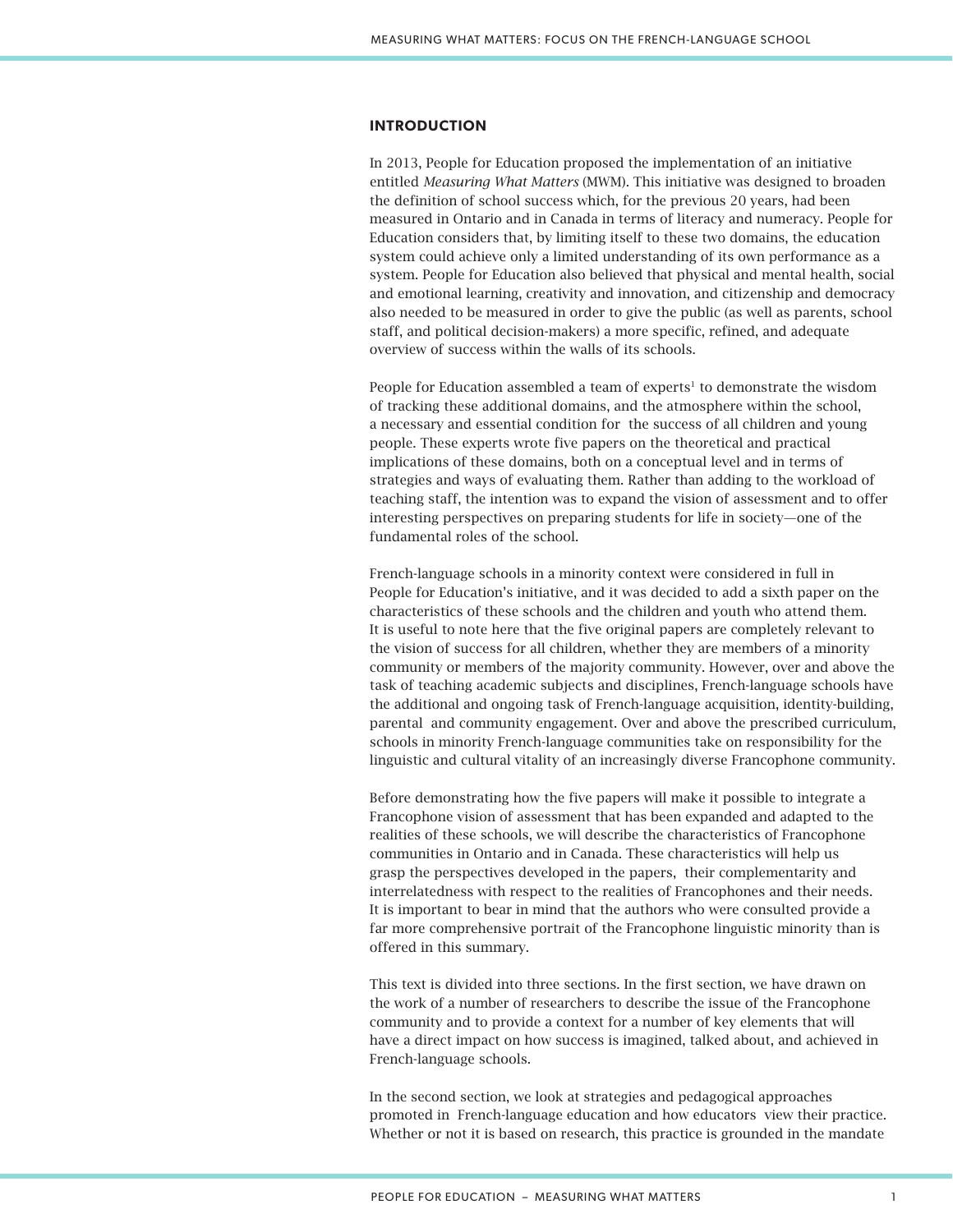## INTRODUCTION

In 2013, People for Education proposed the implementation of an initiative entitled *Measuring What Matters* (MWM). This initiative was designed to broaden the definition of school success which, for the previous 20 years, had been measured in Ontario and in Canada in terms of literacy and numeracy. People for Education considers that, by limiting itself to these two domains, the education system could achieve only a limited understanding of its own performance as a system. People for Education also believed that physical and mental health, social and emotional learning, creativity and innovation, and citizenship and democracy also needed to be measured in order to give the public (as well as parents, school staff, and political decision-makers) a more specific, refined, and adequate overview of success within the walls of its schools.

People for Education assembled a team of experts[1] to demonstrate the wisdom of tracking these additional domains, and the atmosphere within the school, a necessary and essential condition for the success of all children and young people. These experts wrote five papers on the theoretical and practical implications of these domains, both on a conceptual level and in terms of strategies and ways of evaluating them. Rather than adding to the workload of teaching staff, the intention was to expand the vision of assessment and to offer interesting perspectives on preparing students for life in society—one of the fundamental roles of the school.

French-language schools in a minority context were considered in full in People for Education's initiative, and it was decided to add a sixth paper on the characteristics of these schools and the children and youth who attend them. It is useful to note here that the five original papers are completely relevant to the vision of success for all children, whether they are members of a minority community or members of the majority community. However, over and above the task of teaching academic subjects and disciplines, French-language schools have the additional and ongoing task of French-language acquisition, identity-building, parental and community engagement. Over and above the prescribed curriculum, schools in minority French-language communities take on responsibility for the linguistic and cultural vitality of an increasingly diverse Francophone community.

Before demonstrating how the five papers will make it possible to integrate a Francophone vision of assessment that has been expanded and adapted to the realities of these schools, we will describe the characteristics of Francophone communities in Ontario and in Canada. These characteristics will help us grasp the perspectives developed in the papers, their complementarity and interrelatedness with respect to the realities of Francophones and their needs. It is important to bear in mind that the authors who were consulted provide a far more comprehensive portrait of the Francophone linguistic minority than is offered in this summary.

This text is divided into three sections. In the first section, we have drawn on the work of a number of researchers to describe the issue of the Francophone community and to provide a context for a number of key elements that will have a direct impact on how success is imagined, talked about, and achieved in French-language schools.

In the second section, we look at strategies and pedagogical approaches promoted in French-language education and how educators view their practice. Whether or not it is based on research, this practice is grounded in the mandate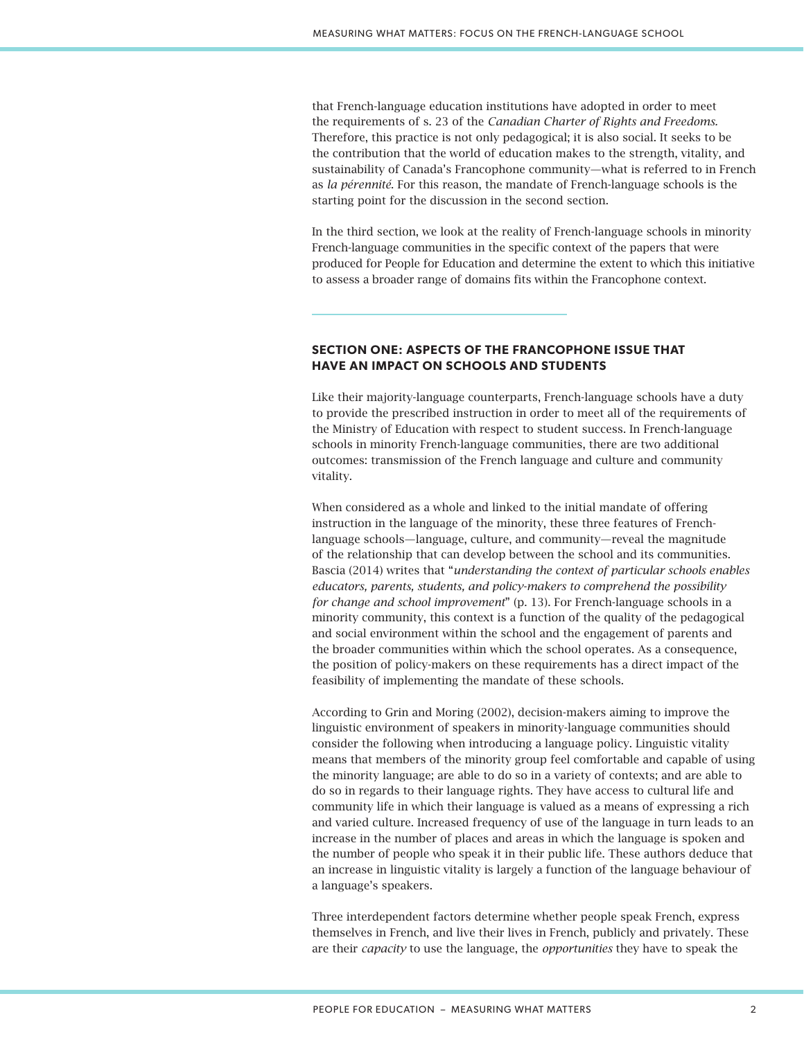that French-language education institutions have adopted in order to meet the requirements of s. 23 of the *Canadian Charter of Rights and Freedoms*. Therefore, this practice is not only pedagogical; it is also social. It seeks to be the contribution that the world of education makes to the strength, vitality, and sustainability of Canada's Francophone community—what is referred to in French as *la pérennité*. For this reason, the mandate of French-language schools is the starting point for the discussion in the second section.

In the third section, we look at the reality of French-language schools in minority French-language communities in the specific context of the papers that were produced for People for Education and determine the extent to which this initiative to assess a broader range of domains fits within the Francophone context.

---

## SECTION ONE: ASPECTS OF THE FRANCOPHONE ISSUE THAT HAVE AN IMPACT ON SCHOOLS AND STUDENTS

Like their majority-language counterparts, French-language schools have a duty to provide the prescribed instruction in order to meet all of the requirements of the Ministry of Education with respect to student success. In French-language schools in minority French-language communities, there are two additional outcomes: transmission of the French language and culture and community vitality.

When considered as a whole and linked to the initial mandate of offering instruction in the language of the minority, these three features of French-language schools—language, culture, and community—reveal the magnitude of the relationship that can develop between the school and its communities. Bascia (2014) writes that "*understanding the context of particular schools enables educators, parents, students, and policy-makers to comprehend the possibility for change and school improvement*" (p. 13). For French-language schools in a minority community, this context is a function of the quality of the pedagogical and social environment within the school and the engagement of parents and the broader communities within which the school operates. As a consequence, the position of policy-makers on these requirements has a direct impact of the feasibility of implementing the mandate of these schools.

According to Grin and Moring (2002), decision-makers aiming to improve the linguistic environment of speakers in minority-language communities should consider the following when introducing a language policy. Linguistic vitality means that members of the minority group feel comfortable and capable of using the minority language; are able to do so in a variety of contexts; and are able to do so in regards to their language rights. They have access to cultural life and community life in which their language is valued as a means of expressing a rich and varied culture. Increased frequency of use of the language in turn leads to an increase in the number of places and areas in which the language is spoken and the number of people who speak it in their public life. These authors deduce that an increase in linguistic vitality is largely a function of the language behaviour of a language's speakers.

Three interdependent factors determine whether people speak French, express themselves in French, and live their lives in French, publicly and privately. These are their *capacity* to use the language, the *opportunities* they have to speak the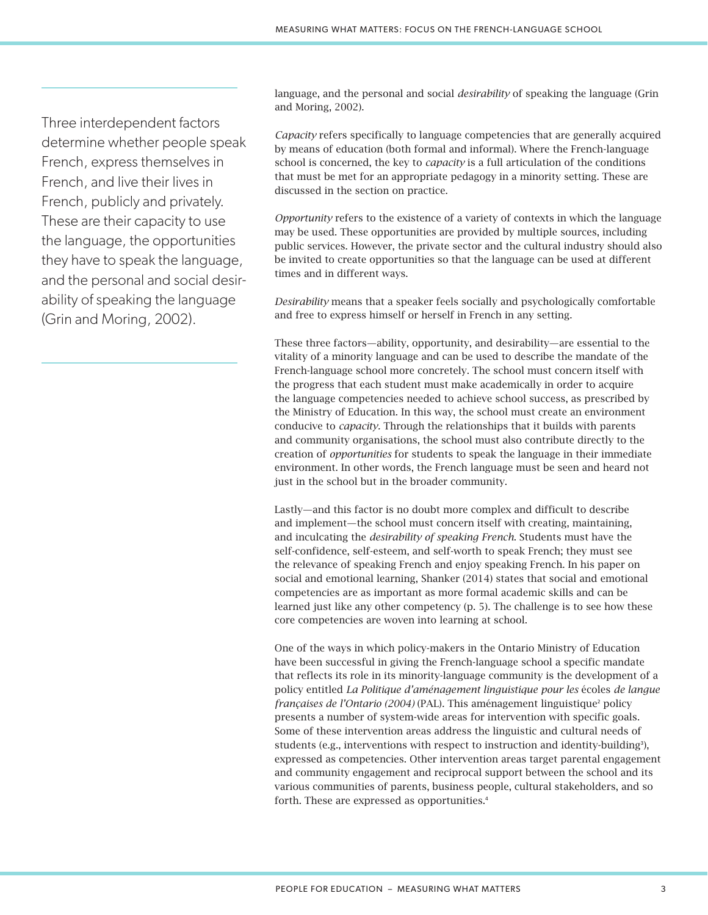Three interdependent factors determine whether people speak French, express themselves in French, and live their lives in French, publicly and privately. These are their capacity to use the language, the opportunities they have to speak the language, and the personal and social desirability of speaking the language (Grin and Moring, 2002).

language, and the personal and social *desirability* of speaking the language (Grin and Moring, 2002).

*Capacity* refers specifically to language competencies that are generally acquired by means of education (both formal and informal). Where the French-language school is concerned, the key to *capacity* is a full articulation of the conditions that must be met for an appropriate pedagogy in a minority setting. These are discussed in the section on practice.

*Opportunity* refers to the existence of a variety of contexts in which the language may be used. These opportunities are provided by multiple sources, including public services. However, the private sector and the cultural industry should also be invited to create opportunities so that the language can be used at different times and in different ways.

*Desirability* means that a speaker feels socially and psychologically comfortable and free to express himself or herself in French in any setting.

These three factors—ability, opportunity, and desirability—are essential to the vitality of a minority language and can be used to describe the mandate of the French-language school more concretely. The school must concern itself with the progress that each student must make academically in order to acquire the language competencies needed to achieve school success, as prescribed by the Ministry of Education. In this way, the school must create an environment conducive to *capacity*. Through the relationships that it builds with parents and community organisations, the school must also contribute directly to the creation of *opportunities* for students to speak the language in their immediate environment. In other words, the French language must be seen and heard not just in the school but in the broader community.

Lastly—and this factor is no doubt more complex and difficult to describe and implement—the school must concern itself with creating, maintaining, and inculcating the *desirability of speaking French*. Students must have the self-confidence, self-esteem, and self-worth to speak French; they must see the relevance of speaking French and enjoy speaking French. In his paper on social and emotional learning, Shanker (2014) states that social and emotional competencies are as important as more formal academic skills and can be learned just like any other competency (p. 5). The challenge is to see how these core competencies are woven into learning at school.

One of the ways in which policy-makers in the Ontario Ministry of Education have been successful in giving the French-language school a specific mandate that reflects its role in its minority-language community is the development of a policy entitled *La Politique d'aménagement linguistique pour les* écoles *de langue françaises de l'Ontario (2004)* (PAL). This aménagement linguistique[2] policy presents a number of system-wide areas for intervention with specific goals. Some of these intervention areas address the linguistic and cultural needs of students (e.g., interventions with respect to instruction and identity-building[3]), expressed as competencies. Other intervention areas target parental engagement and community engagement and reciprocal support between the school and its various communities of parents, business people, cultural stakeholders, and so forth. These are expressed as opportunities.[4]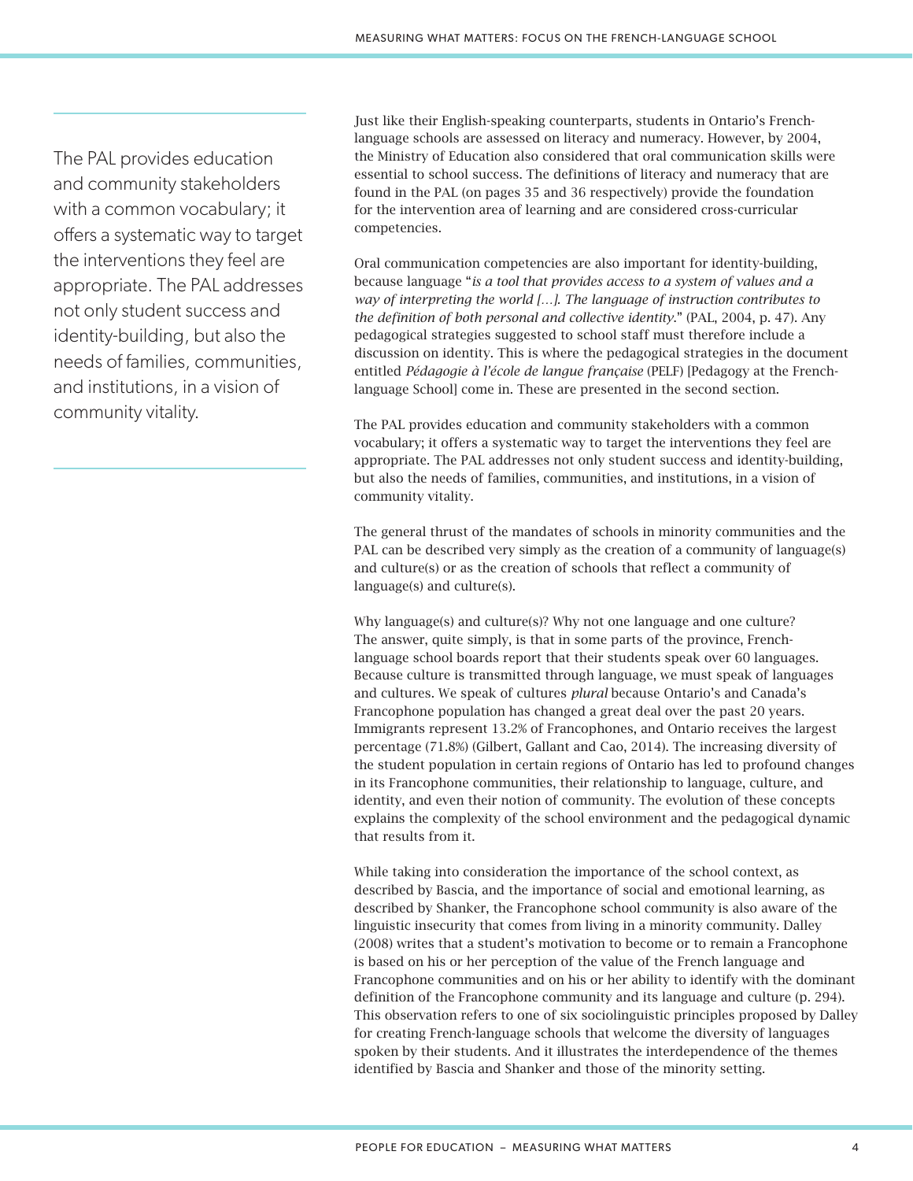> The PAL provides education and community stakeholders with a common vocabulary; it offers a systematic way to target the interventions they feel are appropriate. The PAL addresses not only student success and identity-building, but also the needs of families, communities, and institutions, in a vision of community vitality.

Just like their English-speaking counterparts, students in Ontario's French-language schools are assessed on literacy and numeracy. However, by 2004, the Ministry of Education also considered that oral communication skills were essential to school success. The definitions of literacy and numeracy that are found in the PAL (on pages 35 and 36 respectively) provide the foundation for the intervention area of learning and are considered cross-curricular competencies.

Oral communication competencies are also important for identity-building, because language "*is a tool that provides access to a system of values and a way of interpreting the world […]. The language of instruction contributes to the definition of both personal and collective identity.*" (PAL, 2004, p. 47). Any pedagogical strategies suggested to school staff must therefore include a discussion on identity. This is where the pedagogical strategies in the document entitled *Pédagogie à l'école de langue française* (PELF) [Pedagogy at the French-language School] come in. These are presented in the second section.

The PAL provides education and community stakeholders with a common vocabulary; it offers a systematic way to target the interventions they feel are appropriate. The PAL addresses not only student success and identity-building, but also the needs of families, communities, and institutions, in a vision of community vitality.

The general thrust of the mandates of schools in minority communities and the PAL can be described very simply as the creation of a community of language(s) and culture(s) or as the creation of schools that reflect a community of language(s) and culture(s).

Why language(s) and culture(s)? Why not one language and one culture? The answer, quite simply, is that in some parts of the province, French-language school boards report that their students speak over 60 languages. Because culture is transmitted through language, we must speak of languages and cultures. We speak of cultures *plural* because Ontario's and Canada's Francophone population has changed a great deal over the past 20 years. Immigrants represent 13.2% of Francophones, and Ontario receives the largest percentage (71.8%) (Gilbert, Gallant and Cao, 2014). The increasing diversity of the student population in certain regions of Ontario has led to profound changes in its Francophone communities, their relationship to language, culture, and identity, and even their notion of community. The evolution of these concepts explains the complexity of the school environment and the pedagogical dynamic that results from it.

While taking into consideration the importance of the school context, as described by Bascia, and the importance of social and emotional learning, as described by Shanker, the Francophone school community is also aware of the linguistic insecurity that comes from living in a minority community. Dalley (2008) writes that a student's motivation to become or to remain a Francophone is based on his or her perception of the value of the French language and Francophone communities and on his or her ability to identify with the dominant definition of the Francophone community and its language and culture (p. 294). This observation refers to one of six sociolinguistic principles proposed by Dalley for creating French-language schools that welcome the diversity of languages spoken by their students. And it illustrates the interdependence of the themes identified by Bascia and Shanker and those of the minority setting.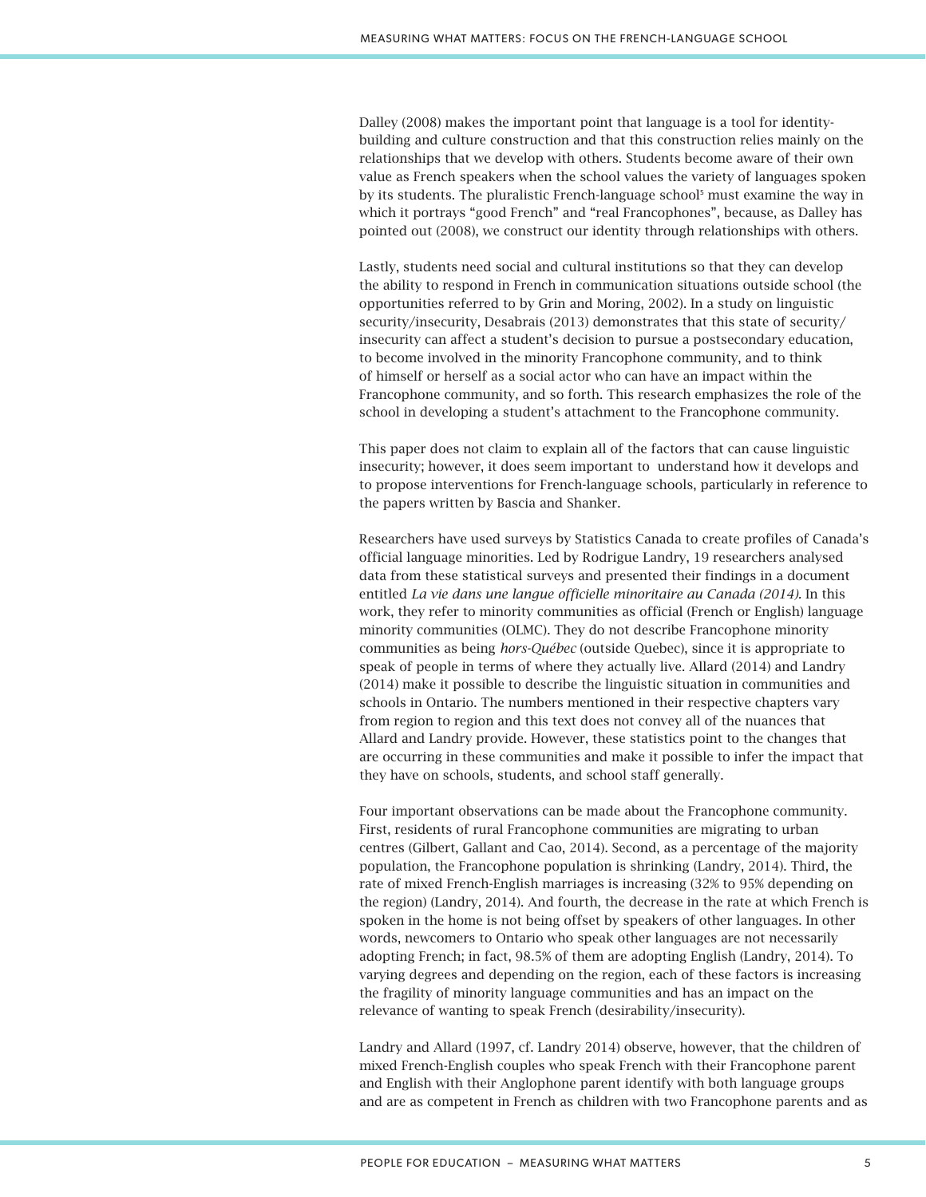Dalley (2008) makes the important point that language is a tool for identity-building and culture construction and that this construction relies mainly on the relationships that we develop with others. Students become aware of their own value as French speakers when the school values the variety of languages spoken by its students. The pluralistic French-language school[5] must examine the way in which it portrays "good French" and "real Francophones", because, as Dalley has pointed out (2008), we construct our identity through relationships with others.

Lastly, students need social and cultural institutions so that they can develop the ability to respond in French in communication situations outside school (the opportunities referred to by Grin and Moring, 2002). In a study on linguistic security/insecurity, Desabrais (2013) demonstrates that this state of security/insecurity can affect a student's decision to pursue a postsecondary education, to become involved in the minority Francophone community, and to think of himself or herself as a social actor who can have an impact within the Francophone community, and so forth. This research emphasizes the role of the school in developing a student's attachment to the Francophone community.

This paper does not claim to explain all of the factors that can cause linguistic insecurity; however, it does seem important to understand how it develops and to propose interventions for French-language schools, particularly in reference to the papers written by Bascia and Shanker.

Researchers have used surveys by Statistics Canada to create profiles of Canada's official language minorities. Led by Rodrigue Landry, 19 researchers analysed data from these statistical surveys and presented their findings in a document entitled *La vie dans une langue officielle minoritaire au Canada (2014)*. In this work, they refer to minority communities as official (French or English) language minority communities (OLMC). They do not describe Francophone minority communities as being *hors-Québec* (outside Quebec), since it is appropriate to speak of people in terms of where they actually live. Allard (2014) and Landry (2014) make it possible to describe the linguistic situation in communities and schools in Ontario. The numbers mentioned in their respective chapters vary from region to region and this text does not convey all of the nuances that Allard and Landry provide. However, these statistics point to the changes that are occurring in these communities and make it possible to infer the impact that they have on schools, students, and school staff generally.

Four important observations can be made about the Francophone community. First, residents of rural Francophone communities are migrating to urban centres (Gilbert, Gallant and Cao, 2014). Second, as a percentage of the majority population, the Francophone population is shrinking (Landry, 2014). Third, the rate of mixed French-English marriages is increasing (32% to 95% depending on the region) (Landry, 2014). And fourth, the decrease in the rate at which French is spoken in the home is not being offset by speakers of other languages. In other words, newcomers to Ontario who speak other languages are not necessarily adopting French; in fact, 98.5% of them are adopting English (Landry, 2014). To varying degrees and depending on the region, each of these factors is increasing the fragility of minority language communities and has an impact on the relevance of wanting to speak French (desirability/insecurity).

Landry and Allard (1997, cf. Landry 2014) observe, however, that the children of mixed French-English couples who speak French with their Francophone parent and English with their Anglophone parent identify with both language groups and are as competent in French as children with two Francophone parents and as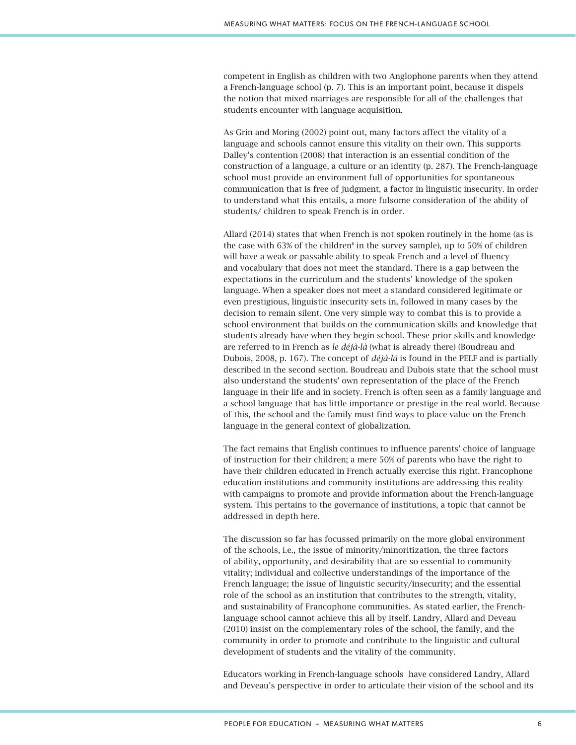competent in English as children with two Anglophone parents when they attend a French-language school (p. 7). This is an important point, because it dispels the notion that mixed marriages are responsible for all of the challenges that students encounter with language acquisition.

As Grin and Moring (2002) point out, many factors affect the vitality of a language and schools cannot ensure this vitality on their own. This supports Dalley's contention (2008) that interaction is an essential condition of the construction of a language, a culture or an identity (p. 287). The French-language school must provide an environment full of opportunities for spontaneous communication that is free of judgment, a factor in linguistic insecurity. In order to understand what this entails, a more fulsome consideration of the ability of students/ children to speak French is in order.

Allard (2014) states that when French is not spoken routinely in the home (as is the case with 63% of the children[6] in the survey sample), up to 50% of children will have a weak or passable ability to speak French and a level of fluency and vocabulary that does not meet the standard. There is a gap between the expectations in the curriculum and the students' knowledge of the spoken language. When a speaker does not meet a standard considered legitimate or even prestigious, linguistic insecurity sets in, followed in many cases by the decision to remain silent. One very simple way to combat this is to provide a school environment that builds on the communication skills and knowledge that students already have when they begin school. These prior skills and knowledge are referred to in French as *le déjà-là* (what is already there) (Boudreau and Dubois, 2008, p. 167). The concept of *déjà-là* is found in the PELF and is partially described in the second section. Boudreau and Dubois state that the school must also understand the students' own representation of the place of the French language in their life and in society. French is often seen as a family language and a school language that has little importance or prestige in the real world. Because of this, the school and the family must find ways to place value on the French language in the general context of globalization.

The fact remains that English continues to influence parents' choice of language of instruction for their children; a mere 50% of parents who have the right to have their children educated in French actually exercise this right. Francophone education institutions and community institutions are addressing this reality with campaigns to promote and provide information about the French-language system. This pertains to the governance of institutions, a topic that cannot be addressed in depth here.

The discussion so far has focussed primarily on the more global environment of the schools, i.e., the issue of minority/minoritization, the three factors of ability, opportunity, and desirability that are so essential to community vitality; individual and collective understandings of the importance of the French language; the issue of linguistic security/insecurity; and the essential role of the school as an institution that contributes to the strength, vitality, and sustainability of Francophone communities. As stated earlier, the French-language school cannot achieve this all by itself. Landry, Allard and Deveau (2010) insist on the complementary roles of the school, the family, and the community in order to promote and contribute to the linguistic and cultural development of students and the vitality of the community.

Educators working in French-language schools have considered Landry, Allard and Deveau's perspective in order to articulate their vision of the school and its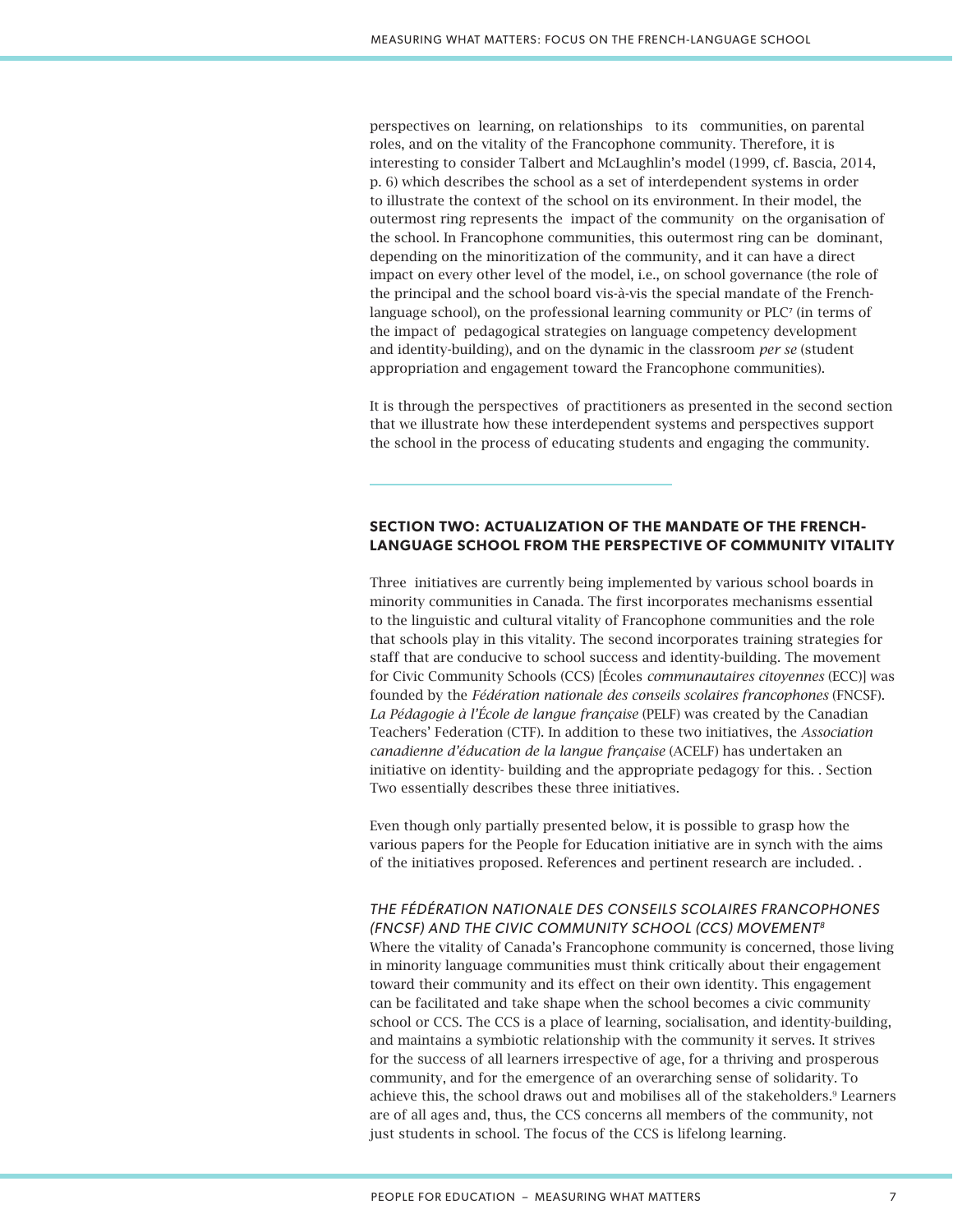perspectives on learning, on relationships to its communities, on parental roles, and on the vitality of the Francophone community. Therefore, it is interesting to consider Talbert and McLaughlin's model (1999, cf. Bascia, 2014, p. 6) which describes the school as a set of interdependent systems in order to illustrate the context of the school on its environment. In their model, the outermost ring represents the impact of the community on the organisation of the school. In Francophone communities, this outermost ring can be dominant, depending on the minoritization of the community, and it can have a direct impact on every other level of the model, i.e., on school governance (the role of the principal and the school board vis-à-vis the special mandate of the French-language school), on the professional learning community or PLC[7] (in terms of the impact of pedagogical strategies on language competency development and identity-building), and on the dynamic in the classroom *per se* (student appropriation and engagement toward the Francophone communities).

It is through the perspectives of practitioners as presented in the second section that we illustrate how these interdependent systems and perspectives support the school in the process of educating students and engaging the community.

## SECTION TWO: ACTUALIZATION OF THE MANDATE OF THE FRENCH-LANGUAGE SCHOOL FROM THE PERSPECTIVE OF COMMUNITY VITALITY

Three initiatives are currently being implemented by various school boards in minority communities in Canada. The first incorporates mechanisms essential to the linguistic and cultural vitality of Francophone communities and the role that schools play in this vitality. The second incorporates training strategies for staff that are conducive to school success and identity-building. The movement for Civic Community Schools (CCS) [Écoles *communautaires citoyennes* (ECC)] was founded by the *Fédération nationale des conseils scolaires francophones* (FNCSF). *La Pédagogie à l'École de langue française* (PELF) was created by the Canadian Teachers' Federation (CTF). In addition to these two initiatives, the *Association canadienne d'éducation de la langue française* (ACELF) has undertaken an initiative on identity- building and the appropriate pedagogy for this. . Section Two essentially describes these three initiatives.

Even though only partially presented below, it is possible to grasp how the various papers for the People for Education initiative are in synch with the aims of the initiatives proposed. References and pertinent research are included. .

### *THE FÉDÉRATION NATIONALE DES CONSEILS SCOLAIRES FRANCOPHONES (FNCSF) AND THE CIVIC COMMUNITY SCHOOL (CCS) MOVEMENT[8]*

Where the vitality of Canada's Francophone community is concerned, those living in minority language communities must think critically about their engagement toward their community and its effect on their own identity. This engagement can be facilitated and take shape when the school becomes a civic community school or CCS. The CCS is a place of learning, socialisation, and identity-building, and maintains a symbiotic relationship with the community it serves. It strives for the success of all learners irrespective of age, for a thriving and prosperous community, and for the emergence of an overarching sense of solidarity. To achieve this, the school draws out and mobilises all of the stakeholders.[9] Learners are of all ages and, thus, the CCS concerns all members of the community, not just students in school. The focus of the CCS is lifelong learning.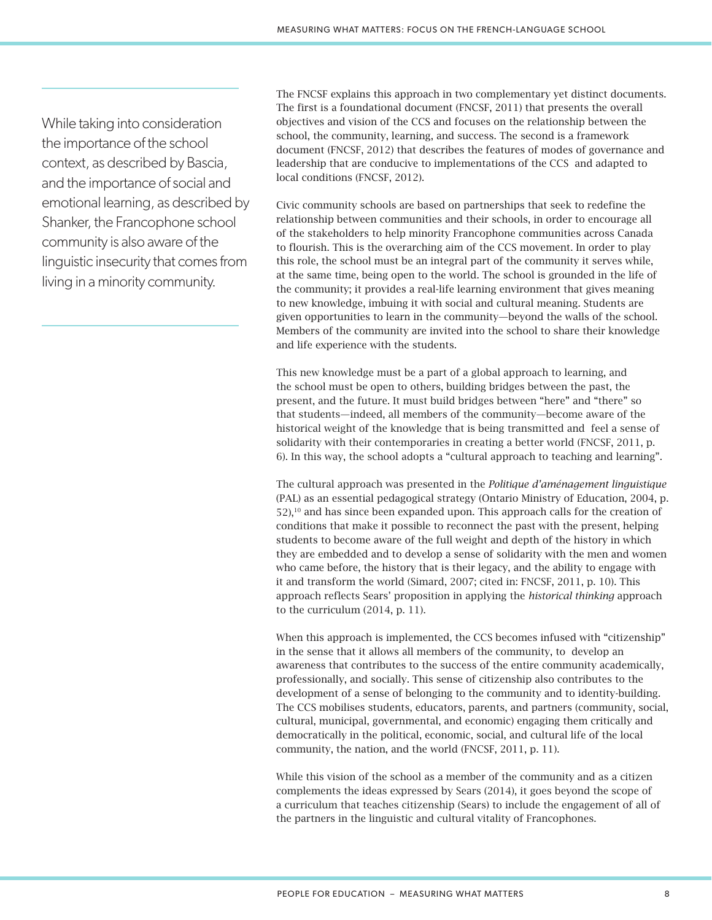> While taking into consideration the importance of the school context, as described by Bascia, and the importance of social and emotional learning, as described by Shanker, the Francophone school community is also aware of the linguistic insecurity that comes from living in a minority community.

The FNCSF explains this approach in two complementary yet distinct documents. The first is a foundational document (FNCSF, 2011) that presents the overall objectives and vision of the CCS and focuses on the relationship between the school, the community, learning, and success. The second is a framework document (FNCSF, 2012) that describes the features of modes of governance and leadership that are conducive to implementations of the CCS and adapted to local conditions (FNCSF, 2012).

Civic community schools are based on partnerships that seek to redefine the relationship between communities and their schools, in order to encourage all of the stakeholders to help minority Francophone communities across Canada to flourish. This is the overarching aim of the CCS movement. In order to play this role, the school must be an integral part of the community it serves while, at the same time, being open to the world. The school is grounded in the life of the community; it provides a real-life learning environment that gives meaning to new knowledge, imbuing it with social and cultural meaning. Students are given opportunities to learn in the community—beyond the walls of the school. Members of the community are invited into the school to share their knowledge and life experience with the students.

This new knowledge must be a part of a global approach to learning, and the school must be open to others, building bridges between the past, the present, and the future. It must build bridges between "here" and "there" so that students—indeed, all members of the community—become aware of the historical weight of the knowledge that is being transmitted and feel a sense of solidarity with their contemporaries in creating a better world (FNCSF, 2011, p. 6). In this way, the school adopts a "cultural approach to teaching and learning".

The cultural approach was presented in the *Politique d'aménagement linguistique* (PAL) as an essential pedagogical strategy (Ontario Ministry of Education, 2004, p. 52),[10] and has since been expanded upon. This approach calls for the creation of conditions that make it possible to reconnect the past with the present, helping students to become aware of the full weight and depth of the history in which they are embedded and to develop a sense of solidarity with the men and women who came before, the history that is their legacy, and the ability to engage with it and transform the world (Simard, 2007; cited in: FNCSF, 2011, p. 10). This approach reflects Sears' proposition in applying the *historical thinking* approach to the curriculum (2014, p. 11).

When this approach is implemented, the CCS becomes infused with "citizenship" in the sense that it allows all members of the community, to develop an awareness that contributes to the success of the entire community academically, professionally, and socially. This sense of citizenship also contributes to the development of a sense of belonging to the community and to identity-building. The CCS mobilises students, educators, parents, and partners (community, social, cultural, municipal, governmental, and economic) engaging them critically and democratically in the political, economic, social, and cultural life of the local community, the nation, and the world (FNCSF, 2011, p. 11).

While this vision of the school as a member of the community and as a citizen complements the ideas expressed by Sears (2014), it goes beyond the scope of a curriculum that teaches citizenship (Sears) to include the engagement of all of the partners in the linguistic and cultural vitality of Francophones.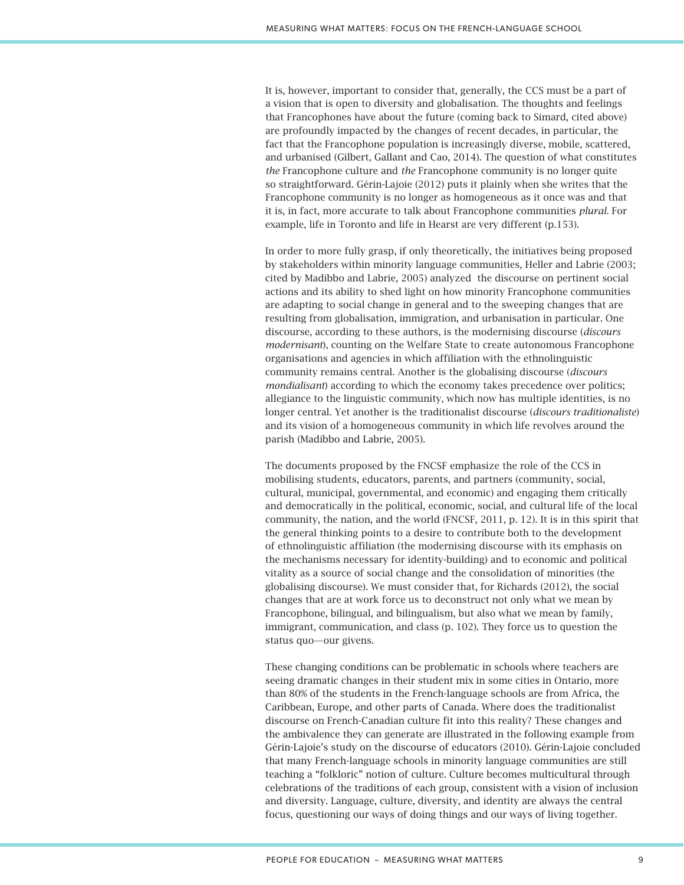It is, however, important to consider that, generally, the CCS must be a part of a vision that is open to diversity and globalisation. The thoughts and feelings that Francophones have about the future (coming back to Simard, cited above) are profoundly impacted by the changes of recent decades, in particular, the fact that the Francophone population is increasingly diverse, mobile, scattered, and urbanised (Gilbert, Gallant and Cao, 2014). The question of what constitutes *the* Francophone culture and *the* Francophone community is no longer quite so straightforward. Gérin-Lajoie (2012) puts it plainly when she writes that the Francophone community is no longer as homogeneous as it once was and that it is, in fact, more accurate to talk about Francophone communities *plural*. For example, life in Toronto and life in Hearst are very different (p.153).

In order to more fully grasp, if only theoretically, the initiatives being proposed by stakeholders within minority language communities, Heller and Labrie (2003; cited by Madibbo and Labrie, 2005) analyzed the discourse on pertinent social actions and its ability to shed light on how minority Francophone communities are adapting to social change in general and to the sweeping changes that are resulting from globalisation, immigration, and urbanisation in particular. One discourse, according to these authors, is the modernising discourse (*discours modernisant*), counting on the Welfare State to create autonomous Francophone organisations and agencies in which affiliation with the ethnolinguistic community remains central. Another is the globalising discourse (*discours mondialisant*) according to which the economy takes precedence over politics; allegiance to the linguistic community, which now has multiple identities, is no longer central. Yet another is the traditionalist discourse (*discours traditionaliste*) and its vision of a homogeneous community in which life revolves around the parish (Madibbo and Labrie, 2005).

The documents proposed by the FNCSF emphasize the role of the CCS in mobilising students, educators, parents, and partners (community, social, cultural, municipal, governmental, and economic) and engaging them critically and democratically in the political, economic, social, and cultural life of the local community, the nation, and the world (FNCSF, 2011, p. 12). It is in this spirit that the general thinking points to a desire to contribute both to the development of ethnolinguistic affiliation (the modernising discourse with its emphasis on the mechanisms necessary for identity-building) and to economic and political vitality as a source of social change and the consolidation of minorities (the globalising discourse). We must consider that, for Richards (2012), the social changes that are at work force us to deconstruct not only what we mean by Francophone, bilingual, and bilingualism, but also what we mean by family, immigrant, communication, and class (p. 102). They force us to question the status quo—our givens.

These changing conditions can be problematic in schools where teachers are seeing dramatic changes in their student mix in some cities in Ontario, more than 80% of the students in the French-language schools are from Africa, the Caribbean, Europe, and other parts of Canada. Where does the traditionalist discourse on French-Canadian culture fit into this reality? These changes and the ambivalence they can generate are illustrated in the following example from Gérin-Lajoie's study on the discourse of educators (2010). Gérin-Lajoie concluded that many French-language schools in minority language communities are still teaching a "folkloric" notion of culture. Culture becomes multicultural through celebrations of the traditions of each group, consistent with a vision of inclusion and diversity. Language, culture, diversity, and identity are always the central focus, questioning our ways of doing things and our ways of living together.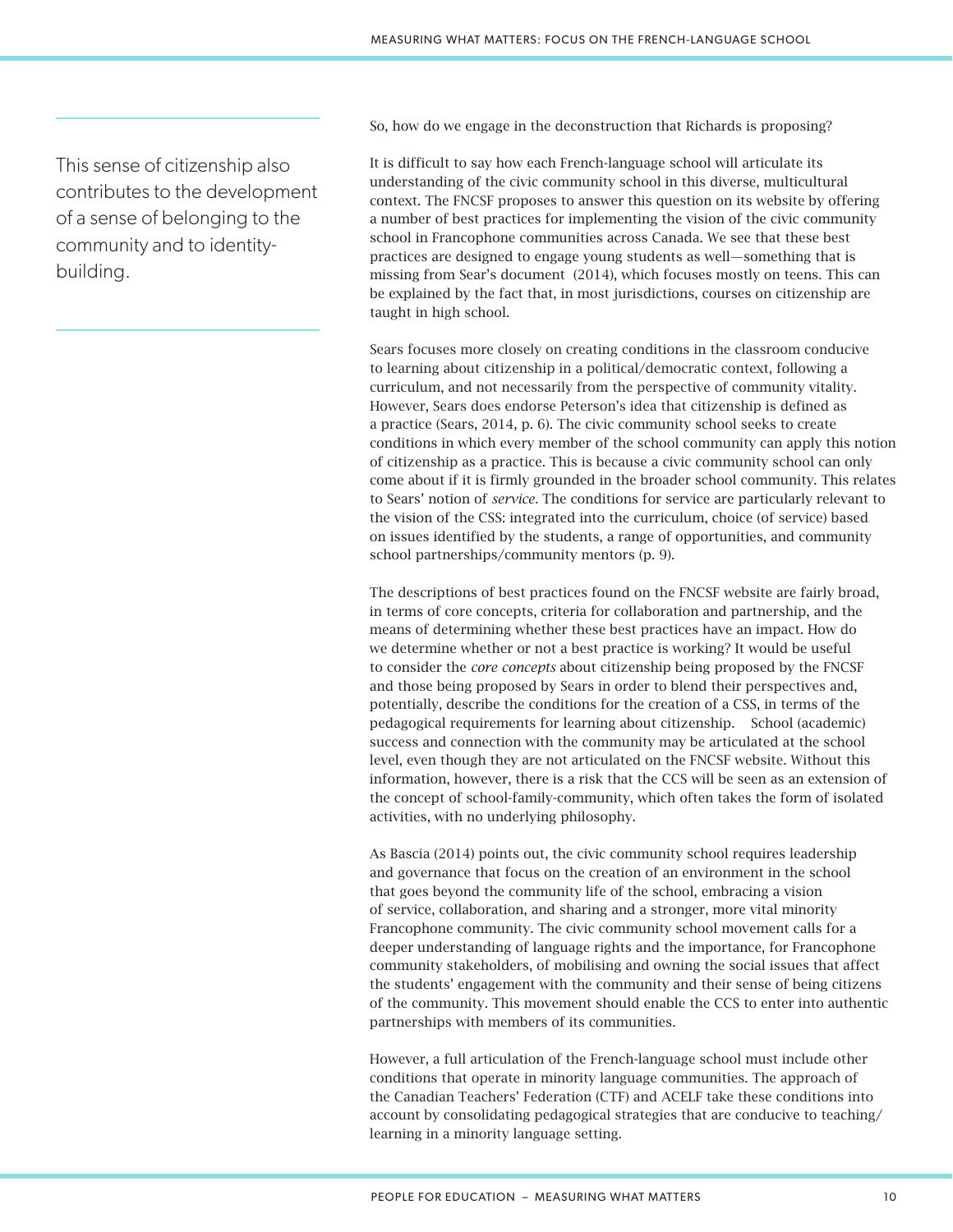This sense of citizenship also contributes to the development of a sense of belonging to the community and to identity-building.

So, how do we engage in the deconstruction that Richards is proposing?

It is difficult to say how each French-language school will articulate its understanding of the civic community school in this diverse, multicultural context. The FNCSF proposes to answer this question on its website by offering a number of best practices for implementing the vision of the civic community school in Francophone communities across Canada. We see that these best practices are designed to engage young students as well—something that is missing from Sear's document (2014), which focuses mostly on teens. This can be explained by the fact that, in most jurisdictions, courses on citizenship are taught in high school.

Sears focuses more closely on creating conditions in the classroom conducive to learning about citizenship in a political/democratic context, following a curriculum, and not necessarily from the perspective of community vitality. However, Sears does endorse Peterson's idea that citizenship is defined as a practice (Sears, 2014, p. 6). The civic community school seeks to create conditions in which every member of the school community can apply this notion of citizenship as a practice. This is because a civic community school can only come about if it is firmly grounded in the broader school community. This relates to Sears' notion of *service*. The conditions for service are particularly relevant to the vision of the CSS: integrated into the curriculum, choice (of service) based on issues identified by the students, a range of opportunities, and community school partnerships/community mentors (p. 9).

The descriptions of best practices found on the FNCSF website are fairly broad, in terms of core concepts, criteria for collaboration and partnership, and the means of determining whether these best practices have an impact. How do we determine whether or not a best practice is working? It would be useful to consider the *core concepts* about citizenship being proposed by the FNCSF and those being proposed by Sears in order to blend their perspectives and, potentially, describe the conditions for the creation of a CSS, in terms of the pedagogical requirements for learning about citizenship. School (academic) success and connection with the community may be articulated at the school level, even though they are not articulated on the FNCSF website. Without this information, however, there is a risk that the CCS will be seen as an extension of the concept of school-family-community, which often takes the form of isolated activities, with no underlying philosophy.

As Bascia (2014) points out, the civic community school requires leadership and governance that focus on the creation of an environment in the school that goes beyond the community life of the school, embracing a vision of service, collaboration, and sharing and a stronger, more vital minority Francophone community. The civic community school movement calls for a deeper understanding of language rights and the importance, for Francophone community stakeholders, of mobilising and owning the social issues that affect the students' engagement with the community and their sense of being citizens of the community. This movement should enable the CCS to enter into authentic partnerships with members of its communities.

However, a full articulation of the French-language school must include other conditions that operate in minority language communities. The approach of the Canadian Teachers' Federation (CTF) and ACELF take these conditions into account by consolidating pedagogical strategies that are conducive to teaching/learning in a minority language setting.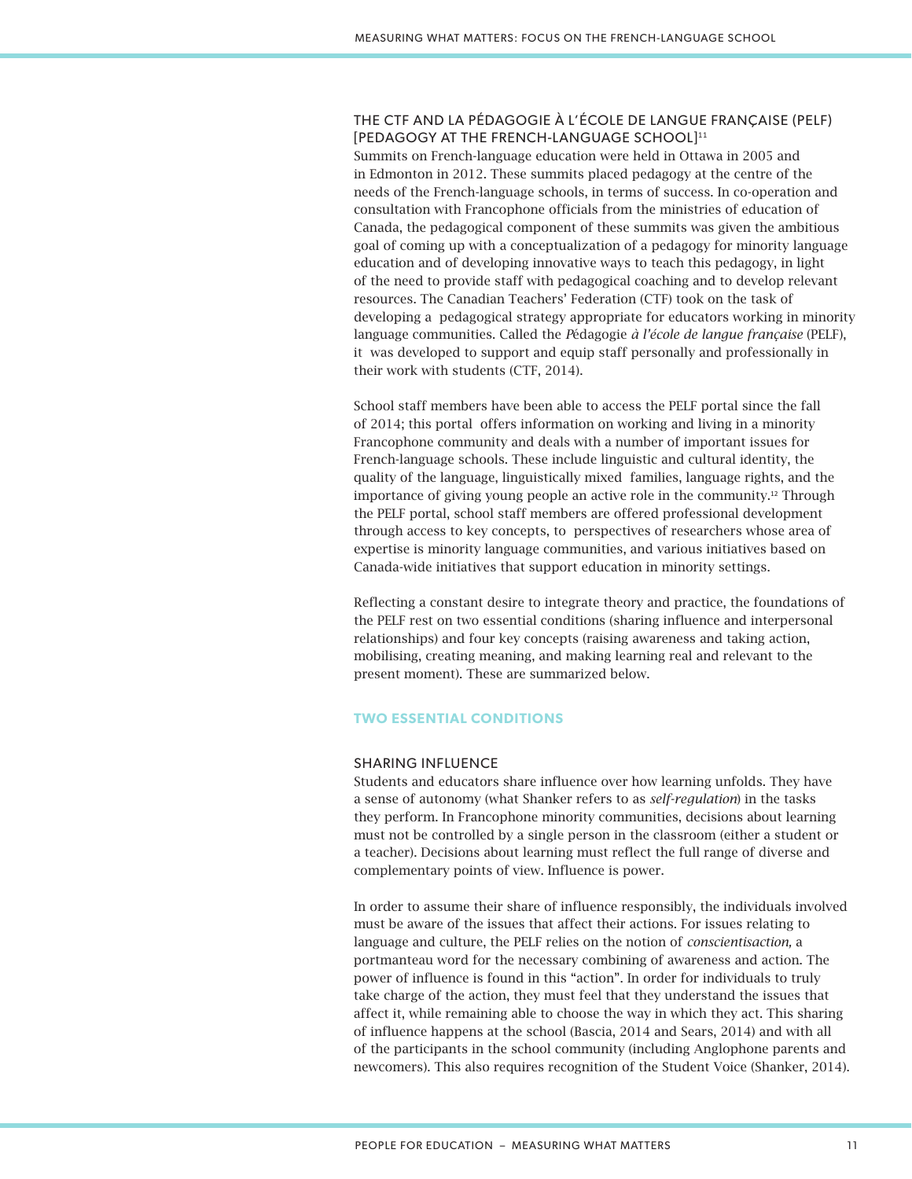### THE CTF AND LA PÉDAGOGIE À L'ÉCOLE DE LANGUE FRANÇAISE (PELF) [PEDAGOGY AT THE FRENCH-LANGUAGE SCHOOL][11]

Summits on French-language education were held in Ottawa in 2005 and in Edmonton in 2012. These summits placed pedagogy at the centre of the needs of the French-language schools, in terms of success. In co-operation and consultation with Francophone officials from the ministries of education of Canada, the pedagogical component of these summits was given the ambitious goal of coming up with a conceptualization of a pedagogy for minority language education and of developing innovative ways to teach this pedagogy, in light of the need to provide staff with pedagogical coaching and to develop relevant resources. The Canadian Teachers' Federation (CTF) took on the task of developing a pedagogical strategy appropriate for educators working in minority language communities. Called the *Pédagogie à l'école de langue française* (PELF), it was developed to support and equip staff personally and professionally in their work with students (CTF, 2014).

School staff members have been able to access the PELF portal since the fall of 2014; this portal offers information on working and living in a minority Francophone community and deals with a number of important issues for French-language schools. These include linguistic and cultural identity, the quality of the language, linguistically mixed families, language rights, and the importance of giving young people an active role in the community.[12] Through the PELF portal, school staff members are offered professional development through access to key concepts, to perspectives of researchers whose area of expertise is minority language communities, and various initiatives based on Canada-wide initiatives that support education in minority settings.

Reflecting a constant desire to integrate theory and practice, the foundations of the PELF rest on two essential conditions (sharing influence and interpersonal relationships) and four key concepts (raising awareness and taking action, mobilising, creating meaning, and making learning real and relevant to the present moment). These are summarized below.

## TWO ESSENTIAL CONDITIONS

### SHARING INFLUENCE

Students and educators share influence over how learning unfolds. They have a sense of autonomy (what Shanker refers to as *self-regulation*) in the tasks they perform. In Francophone minority communities, decisions about learning must not be controlled by a single person in the classroom (either a student or a teacher). Decisions about learning must reflect the full range of diverse and complementary points of view. Influence is power.

In order to assume their share of influence responsibly, the individuals involved must be aware of the issues that affect their actions. For issues relating to language and culture, the PELF relies on the notion of *conscientisaction,* a portmanteau word for the necessary combining of awareness and action. The power of influence is found in this "action". In order for individuals to truly take charge of the action, they must feel that they understand the issues that affect it, while remaining able to choose the way in which they act. This sharing of influence happens at the school (Bascia, 2014 and Sears, 2014) and with all of the participants in the school community (including Anglophone parents and newcomers). This also requires recognition of the Student Voice (Shanker, 2014).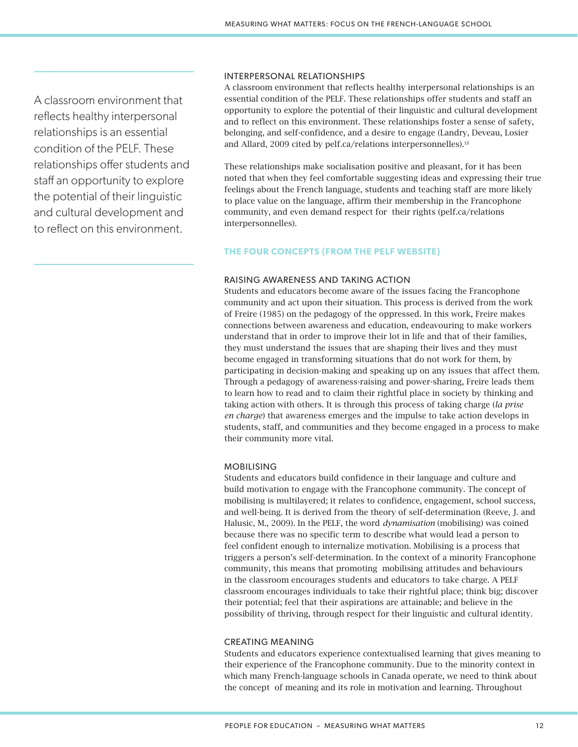> A classroom environment that reflects healthy interpersonal relationships is an essential condition of the PELF. These relationships offer students and staff an opportunity to explore the potential of their linguistic and cultural development and to reflect on this environment.

### INTERPERSONAL RELATIONSHIPS

A classroom environment that reflects healthy interpersonal relationships is an essential condition of the PELF. These relationships offer students and staff an opportunity to explore the potential of their linguistic and cultural development and to reflect on this environment. These relationships foster a sense of safety, belonging, and self-confidence, and a desire to engage (Landry, Deveau, Losier and Allard, 2009 cited by pelf.ca/relations interpersonnelles).[13]

These relationships make socialisation positive and pleasant, for it has been noted that when they feel comfortable suggesting ideas and expressing their true feelings about the French language, students and teaching staff are more likely to place value on the language, affirm their membership in the Francophone community, and even demand respect for their rights (pelf.ca/relations interpersonnelles).

## THE FOUR CONCEPTS (FROM THE PELF WEBSITE)

### RAISING AWARENESS AND TAKING ACTION

Students and educators become aware of the issues facing the Francophone community and act upon their situation. This process is derived from the work of Freire (1985) on the pedagogy of the oppressed. In this work, Freire makes connections between awareness and education, endeavouring to make workers understand that in order to improve their lot in life and that of their families, they must understand the issues that are shaping their lives and they must become engaged in transforming situations that do not work for them, by participating in decision-making and speaking up on any issues that affect them. Through a pedagogy of awareness-raising and power-sharing, Freire leads them to learn how to read and to claim their rightful place in society by thinking and taking action with others. It is through this process of taking charge (*la prise en charge*) that awareness emerges and the impulse to take action develops in students, staff, and communities and they become engaged in a process to make their community more vital.

### MOBILISING

Students and educators build confidence in their language and culture and build motivation to engage with the Francophone community. The concept of mobilising is multilayered; it relates to confidence, engagement, school success, and well-being. It is derived from the theory of self-determination (Reeve, J. and Halusic, M., 2009). In the PELF, the word *dynamisation* (mobilising) was coined because there was no specific term to describe what would lead a person to feel confident enough to internalize motivation. Mobilising is a process that triggers a person's self-determination. In the context of a minority Francophone community, this means that promoting mobilising attitudes and behaviours in the classroom encourages students and educators to take charge. A PELF classroom encourages individuals to take their rightful place; think big; discover their potential; feel that their aspirations are attainable; and believe in the possibility of thriving, through respect for their linguistic and cultural identity.

### CREATING MEANING

Students and educators experience contextualised learning that gives meaning to their experience of the Francophone community. Due to the minority context in which many French-language schools in Canada operate, we need to think about the concept of meaning and its role in motivation and learning. Throughout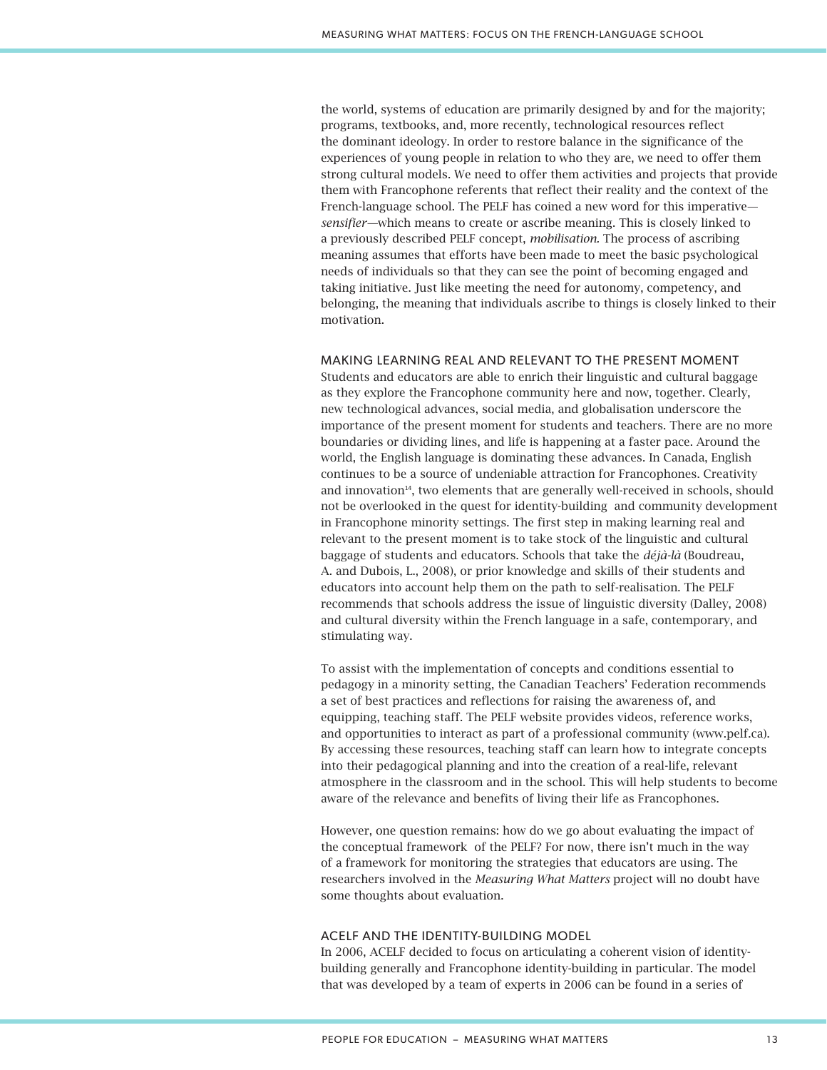the world, systems of education are primarily designed by and for the majority; programs, textbooks, and, more recently, technological resources reflect the dominant ideology. In order to restore balance in the significance of the experiences of young people in relation to who they are, we need to offer them strong cultural models. We need to offer them activities and projects that provide them with Francophone referents that reflect their reality and the context of the French-language school. The PELF has coined a new word for this imperative—*sensifier*—which means to create or ascribe meaning. This is closely linked to a previously described PELF concept, *mobilisation.* The process of ascribing meaning assumes that efforts have been made to meet the basic psychological needs of individuals so that they can see the point of becoming engaged and taking initiative. Just like meeting the need for autonomy, competency, and belonging, the meaning that individuals ascribe to things is closely linked to their motivation.

## MAKING LEARNING REAL AND RELEVANT TO THE PRESENT MOMENT

Students and educators are able to enrich their linguistic and cultural baggage as they explore the Francophone community here and now, together. Clearly, new technological advances, social media, and globalisation underscore the importance of the present moment for students and teachers. There are no more boundaries or dividing lines, and life is happening at a faster pace. Around the world, the English language is dominating these advances. In Canada, English continues to be a source of undeniable attraction for Francophones. Creativity and innovation[14], two elements that are generally well-received in schools, should not be overlooked in the quest for identity-building and community development in Francophone minority settings. The first step in making learning real and relevant to the present moment is to take stock of the linguistic and cultural baggage of students and educators. Schools that take the *déjà-là* (Boudreau, A. and Dubois, L., 2008), or prior knowledge and skills of their students and educators into account help them on the path to self-realisation. The PELF recommends that schools address the issue of linguistic diversity (Dalley, 2008) and cultural diversity within the French language in a safe, contemporary, and stimulating way.

To assist with the implementation of concepts and conditions essential to pedagogy in a minority setting, the Canadian Teachers' Federation recommends a set of best practices and reflections for raising the awareness of, and equipping, teaching staff. The PELF website provides videos, reference works, and opportunities to interact as part of a professional community (www.pelf.ca). By accessing these resources, teaching staff can learn how to integrate concepts into their pedagogical planning and into the creation of a real-life, relevant atmosphere in the classroom and in the school. This will help students to become aware of the relevance and benefits of living their life as Francophones.

However, one question remains: how do we go about evaluating the impact of the conceptual framework of the PELF? For now, there isn't much in the way of a framework for monitoring the strategies that educators are using. The researchers involved in the *Measuring What Matters* project will no doubt have some thoughts about evaluation.

## ACELF AND THE IDENTITY-BUILDING MODEL

In 2006, ACELF decided to focus on articulating a coherent vision of identity-building generally and Francophone identity-building in particular. The model that was developed by a team of experts in 2006 can be found in a series of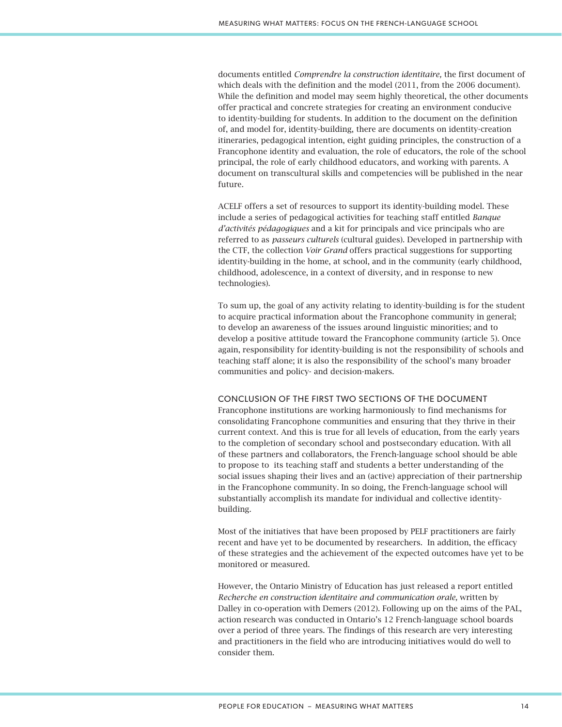documents entitled *Comprendre la construction identitaire,* the first document of which deals with the definition and the model (2011, from the 2006 document). While the definition and model may seem highly theoretical, the other documents offer practical and concrete strategies for creating an environment conducive to identity-building for students. In addition to the document on the definition of, and model for, identity-building, there are documents on identity-creation itineraries, pedagogical intention, eight guiding principles, the construction of a Francophone identity and evaluation, the role of educators, the role of the school principal, the role of early childhood educators, and working with parents. A document on transcultural skills and competencies will be published in the near future.

ACELF offers a set of resources to support its identity-building model. These include a series of pedagogical activities for teaching staff entitled *Banque d'activités pédagogiques* and a kit for principals and vice principals who are referred to as *passeurs culturels* (cultural guides). Developed in partnership with the CTF, the collection *Voir Grand* offers practical suggestions for supporting identity-building in the home, at school, and in the community (early childhood, childhood, adolescence, in a context of diversity, and in response to new technologies).

To sum up, the goal of any activity relating to identity-building is for the student to acquire practical information about the Francophone community in general; to develop an awareness of the issues around linguistic minorities; and to develop a positive attitude toward the Francophone community (article 5). Once again, responsibility for identity-building is not the responsibility of schools and teaching staff alone; it is also the responsibility of the school's many broader communities and policy- and decision-makers.

## CONCLUSION OF THE FIRST TWO SECTIONS OF THE DOCUMENT

Francophone institutions are working harmoniously to find mechanisms for consolidating Francophone communities and ensuring that they thrive in their current context. And this is true for all levels of education, from the early years to the completion of secondary school and postsecondary education. With all of these partners and collaborators, the French-language school should be able to propose to its teaching staff and students a better understanding of the social issues shaping their lives and an (active) appreciation of their partnership in the Francophone community. In so doing, the French-language school will substantially accomplish its mandate for individual and collective identity-building.

Most of the initiatives that have been proposed by PELF practitioners are fairly recent and have yet to be documented by researchers. In addition, the efficacy of these strategies and the achievement of the expected outcomes have yet to be monitored or measured.

However, the Ontario Ministry of Education has just released a report entitled *Recherche en construction identitaire and communication orale,* written by Dalley in co-operation with Demers (2012). Following up on the aims of the PAL, action research was conducted in Ontario's 12 French-language school boards over a period of three years. The findings of this research are very interesting and practitioners in the field who are introducing initiatives would do well to consider them.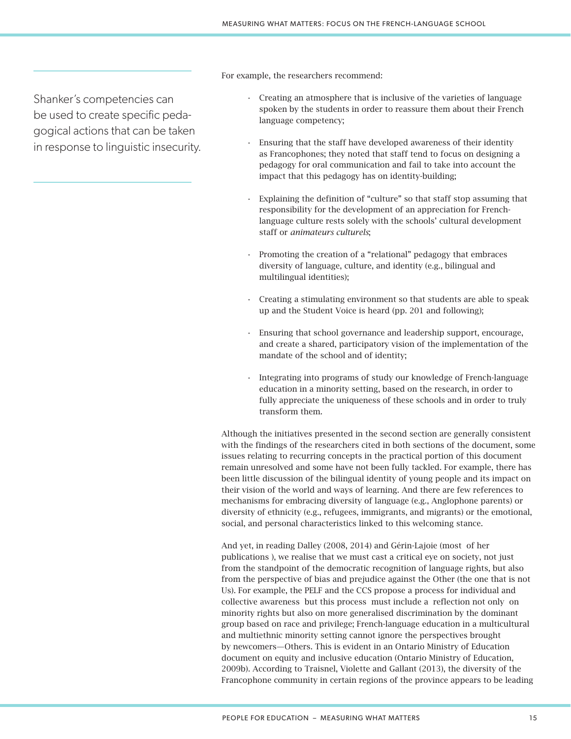> Shanker's competencies can be used to create specific pedagogical actions that can be taken in response to linguistic insecurity.

For example, the researchers recommend:

- Creating an atmosphere that is inclusive of the varieties of language spoken by the students in order to reassure them about their French language competency;
- Ensuring that the staff have developed awareness of their identity as Francophones; they noted that staff tend to focus on designing a pedagogy for oral communication and fail to take into account the impact that this pedagogy has on identity-building;
- Explaining the definition of "culture" so that staff stop assuming that responsibility for the development of an appreciation for French-language culture rests solely with the schools' cultural development staff or *animateurs culturels*;
- Promoting the creation of a "relational" pedagogy that embraces diversity of language, culture, and identity (e.g., bilingual and multilingual identities);
- Creating a stimulating environment so that students are able to speak up and the Student Voice is heard (pp. 201 and following);
- Ensuring that school governance and leadership support, encourage, and create a shared, participatory vision of the implementation of the mandate of the school and of identity;
- Integrating into programs of study our knowledge of French-language education in a minority setting, based on the research, in order to fully appreciate the uniqueness of these schools and in order to truly transform them.

Although the initiatives presented in the second section are generally consistent with the findings of the researchers cited in both sections of the document, some issues relating to recurring concepts in the practical portion of this document remain unresolved and some have not been fully tackled. For example, there has been little discussion of the bilingual identity of young people and its impact on their vision of the world and ways of learning. And there are few references to mechanisms for embracing diversity of language (e.g., Anglophone parents) or diversity of ethnicity (e.g., refugees, immigrants, and migrants) or the emotional, social, and personal characteristics linked to this welcoming stance.

And yet, in reading Dalley (2008, 2014) and Gérin-Lajoie (most of her publications), we realise that we must cast a critical eye on society, not just from the standpoint of the democratic recognition of language rights, but also from the perspective of bias and prejudice against the Other (the one that is not Us). For example, the PELF and the CCS propose a process for individual and collective awareness but this process must include a reflection not only on minority rights but also on more generalised discrimination by the dominant group based on race and privilege; French-language education in a multicultural and multiethnic minority setting cannot ignore the perspectives brought by newcomers—Others. This is evident in an Ontario Ministry of Education document on equity and inclusive education (Ontario Ministry of Education, 2009b). According to Traisnel, Violette and Gallant (2013), the diversity of the Francophone community in certain regions of the province appears to be leading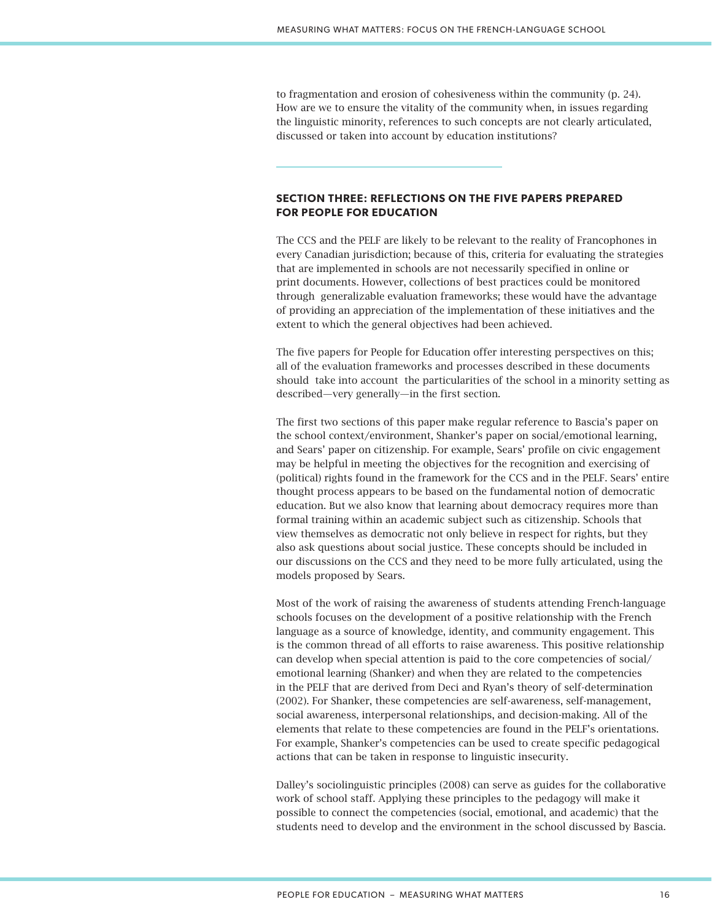to fragmentation and erosion of cohesiveness within the community (p. 24). How are we to ensure the vitality of the community when, in issues regarding the linguistic minority, references to such concepts are not clearly articulated, discussed or taken into account by education institutions?

## SECTION THREE: REFLECTIONS ON THE FIVE PAPERS PREPARED FOR PEOPLE FOR EDUCATION

The CCS and the PELF are likely to be relevant to the reality of Francophones in every Canadian jurisdiction; because of this, criteria for evaluating the strategies that are implemented in schools are not necessarily specified in online or print documents. However, collections of best practices could be monitored through generalizable evaluation frameworks; these would have the advantage of providing an appreciation of the implementation of these initiatives and the extent to which the general objectives had been achieved.

The five papers for People for Education offer interesting perspectives on this; all of the evaluation frameworks and processes described in these documents should take into account the particularities of the school in a minority setting as described—very generally—in the first section.

The first two sections of this paper make regular reference to Bascia's paper on the school context/environment, Shanker's paper on social/emotional learning, and Sears' paper on citizenship. For example, Sears' profile on civic engagement may be helpful in meeting the objectives for the recognition and exercising of (political) rights found in the framework for the CCS and in the PELF. Sears' entire thought process appears to be based on the fundamental notion of democratic education. But we also know that learning about democracy requires more than formal training within an academic subject such as citizenship. Schools that view themselves as democratic not only believe in respect for rights, but they also ask questions about social justice. These concepts should be included in our discussions on the CCS and they need to be more fully articulated, using the models proposed by Sears.

Most of the work of raising the awareness of students attending French-language schools focuses on the development of a positive relationship with the French language as a source of knowledge, identity, and community engagement. This is the common thread of all efforts to raise awareness. This positive relationship can develop when special attention is paid to the core competencies of social/emotional learning (Shanker) and when they are related to the competencies in the PELF that are derived from Deci and Ryan's theory of self-determination (2002). For Shanker, these competencies are self-awareness, self-management, social awareness, interpersonal relationships, and decision-making. All of the elements that relate to these competencies are found in the PELF's orientations. For example, Shanker's competencies can be used to create specific pedagogical actions that can be taken in response to linguistic insecurity.

Dalley's sociolinguistic principles (2008) can serve as guides for the collaborative work of school staff. Applying these principles to the pedagogy will make it possible to connect the competencies (social, emotional, and academic) that the students need to develop and the environment in the school discussed by Bascia.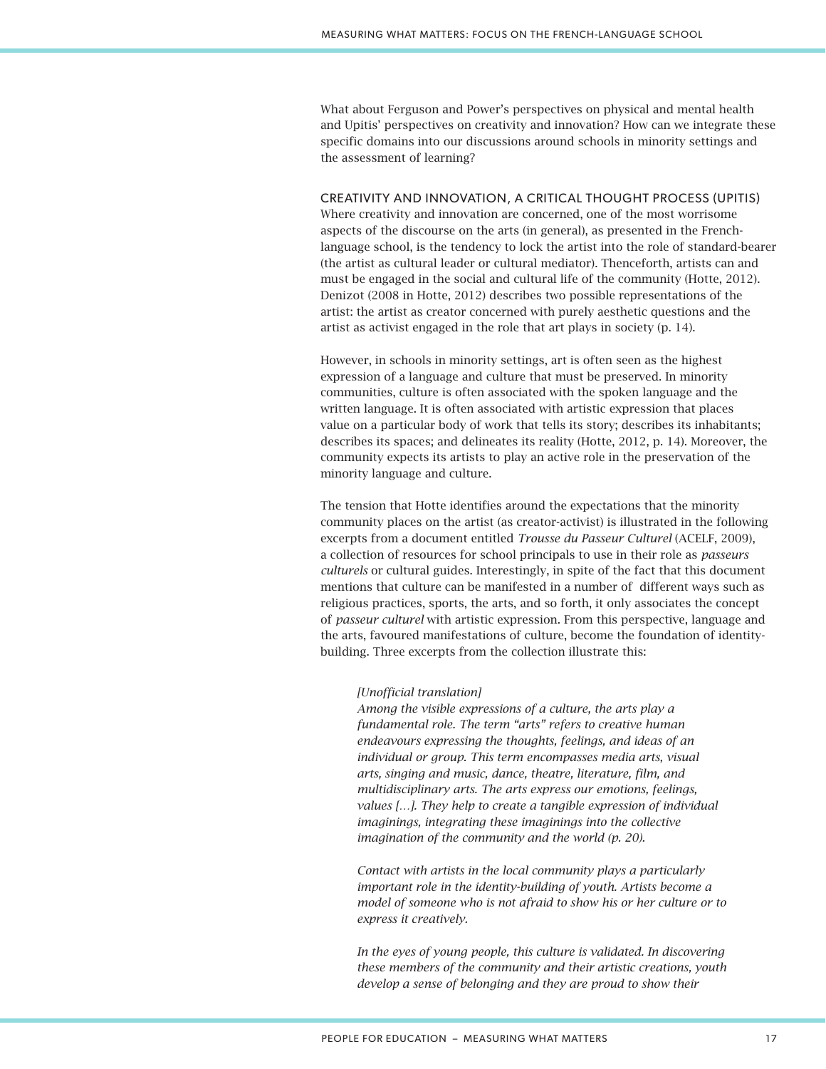What about Ferguson and Power's perspectives on physical and mental health and Upitis' perspectives on creativity and innovation? How can we integrate these specific domains into our discussions around schools in minority settings and the assessment of learning?

## CREATIVITY AND INNOVATION, A CRITICAL THOUGHT PROCESS (UPITIS)

Where creativity and innovation are concerned, one of the most worrisome aspects of the discourse on the arts (in general), as presented in the French-language school, is the tendency to lock the artist into the role of standard-bearer (the artist as cultural leader or cultural mediator). Thenceforth, artists can and must be engaged in the social and cultural life of the community (Hotte, 2012). Denizot (2008 in Hotte, 2012) describes two possible representations of the artist: the artist as creator concerned with purely aesthetic questions and the artist as activist engaged in the role that art plays in society (p. 14).

However, in schools in minority settings, art is often seen as the highest expression of a language and culture that must be preserved. In minority communities, culture is often associated with the spoken language and the written language. It is often associated with artistic expression that places value on a particular body of work that tells its story; describes its inhabitants; describes its spaces; and delineates its reality (Hotte, 2012, p. 14). Moreover, the community expects its artists to play an active role in the preservation of the minority language and culture.

The tension that Hotte identifies around the expectations that the minority community places on the artist (as creator-activist) is illustrated in the following excerpts from a document entitled *Trousse du Passeur Culturel* (ACELF, 2009), a collection of resources for school principals to use in their role as *passeurs culturels* or cultural guides. Interestingly, in spite of the fact that this document mentions that culture can be manifested in a number of different ways such as religious practices, sports, the arts, and so forth, it only associates the concept of *passeur culturel* with artistic expression. From this perspective, language and the arts, favoured manifestations of culture, become the foundation of identity-building. Three excerpts from the collection illustrate this:

> *[Unofficial translation]*
> *Among the visible expressions of a culture, the arts play a fundamental role. The term "arts" refers to creative human endeavours expressing the thoughts, feelings, and ideas of an individual or group. This term encompasses media arts, visual arts, singing and music, dance, theatre, literature, film, and multidisciplinary arts. The arts express our emotions, feelings, values […]. They help to create a tangible expression of individual imaginings, integrating these imaginings into the collective imagination of the community and the world (p. 20).*
>
> *Contact with artists in the local community plays a particularly important role in the identity-building of youth. Artists become a model of someone who is not afraid to show his or her culture or to express it creatively.*
>
> *In the eyes of young people, this culture is validated. In discovering these members of the community and their artistic creations, youth develop a sense of belonging and they are proud to show their*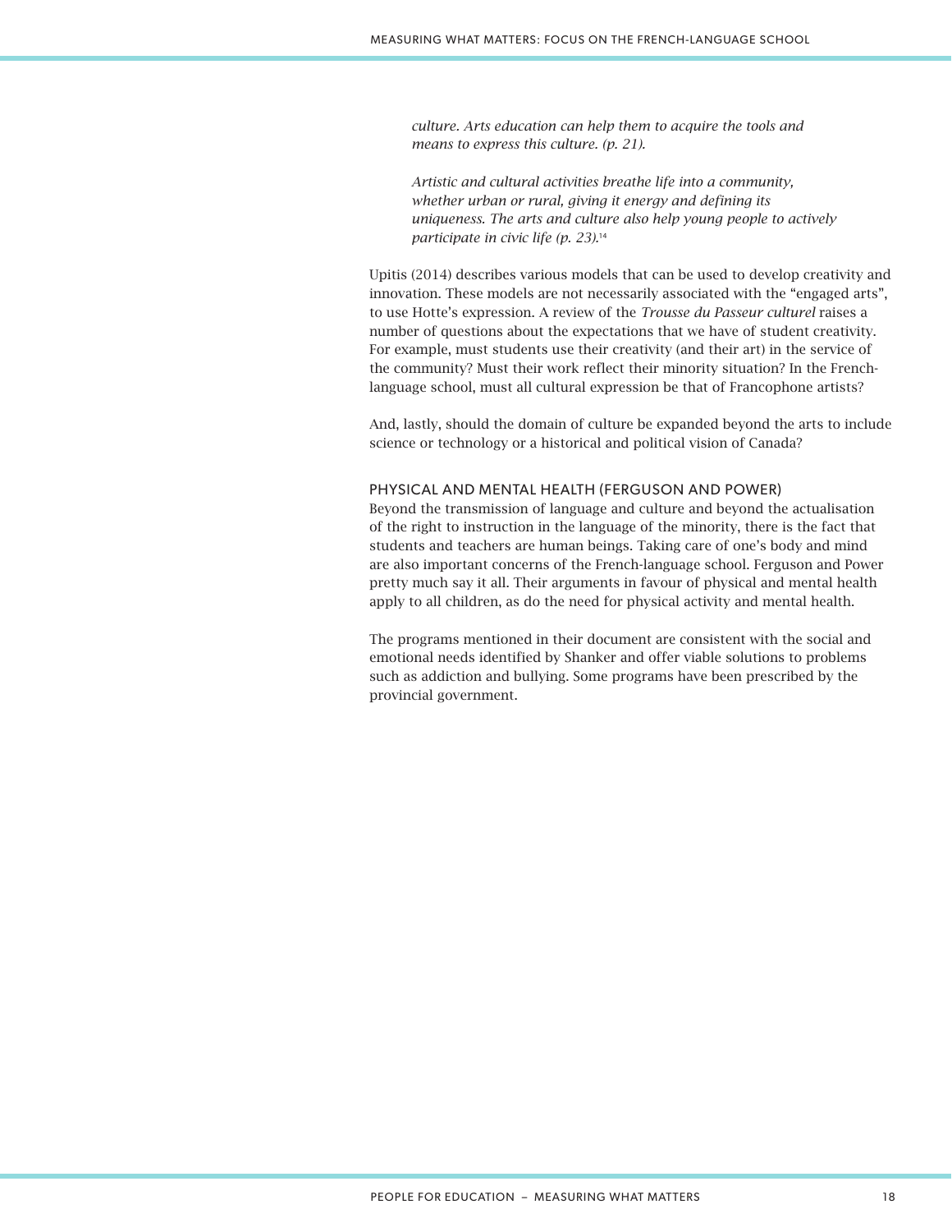> *culture. Arts education can help them to acquire the tools and means to express this culture. (p. 21).*
>
> *Artistic and cultural activities breathe life into a community, whether urban or rural, giving it energy and defining its uniqueness. The arts and culture also help young people to actively participate in civic life (p. 23).*[14]

Upitis (2014) describes various models that can be used to develop creativity and innovation. These models are not necessarily associated with the "engaged arts", to use Hotte's expression. A review of the *Trousse du Passeur culturel* raises a number of questions about the expectations that we have of student creativity. For example, must students use their creativity (and their art) in the service of the community? Must their work reflect their minority situation? In the French-language school, must all cultural expression be that of Francophone artists?

And, lastly, should the domain of culture be expanded beyond the arts to include science or technology or a historical and political vision of Canada?

### PHYSICAL AND MENTAL HEALTH (FERGUSON AND POWER)

Beyond the transmission of language and culture and beyond the actualisation of the right to instruction in the language of the minority, there is the fact that students and teachers are human beings. Taking care of one's body and mind are also important concerns of the French-language school. Ferguson and Power pretty much say it all. Their arguments in favour of physical and mental health apply to all children, as do the need for physical activity and mental health.

The programs mentioned in their document are consistent with the social and emotional needs identified by Shanker and offer viable solutions to problems such as addiction and bullying. Some programs have been prescribed by the provincial government.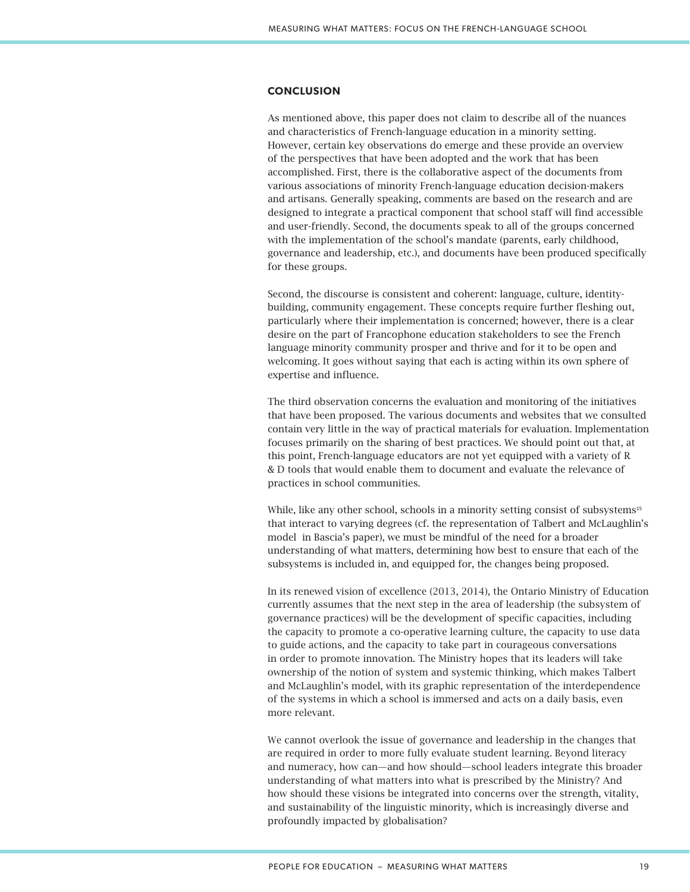## CONCLUSION

As mentioned above, this paper does not claim to describe all of the nuances and characteristics of French-language education in a minority setting. However, certain key observations do emerge and these provide an overview of the perspectives that have been adopted and the work that has been accomplished. First, there is the collaborative aspect of the documents from various associations of minority French-language education decision-makers and artisans. Generally speaking, comments are based on the research and are designed to integrate a practical component that school staff will find accessible and user-friendly. Second, the documents speak to all of the groups concerned with the implementation of the school's mandate (parents, early childhood, governance and leadership, etc.), and documents have been produced specifically for these groups.

Second, the discourse is consistent and coherent: language, culture, identity-building, community engagement. These concepts require further fleshing out, particularly where their implementation is concerned; however, there is a clear desire on the part of Francophone education stakeholders to see the French language minority community prosper and thrive and for it to be open and welcoming. It goes without saying that each is acting within its own sphere of expertise and influence.

The third observation concerns the evaluation and monitoring of the initiatives that have been proposed. The various documents and websites that we consulted contain very little in the way of practical materials for evaluation. Implementation focuses primarily on the sharing of best practices. We should point out that, at this point, French-language educators are not yet equipped with a variety of R & D tools that would enable them to document and evaluate the relevance of practices in school communities.

While, like any other school, schools in a minority setting consist of subsystems[15] that interact to varying degrees (cf. the representation of Talbert and McLaughlin's model in Bascia's paper), we must be mindful of the need for a broader understanding of what matters, determining how best to ensure that each of the subsystems is included in, and equipped for, the changes being proposed.

In its renewed vision of excellence (2013, 2014), the Ontario Ministry of Education currently assumes that the next step in the area of leadership (the subsystem of governance practices) will be the development of specific capacities, including the capacity to promote a co-operative learning culture, the capacity to use data to guide actions, and the capacity to take part in courageous conversations in order to promote innovation. The Ministry hopes that its leaders will take ownership of the notion of system and systemic thinking, which makes Talbert and McLaughlin's model, with its graphic representation of the interdependence of the systems in which a school is immersed and acts on a daily basis, even more relevant.

We cannot overlook the issue of governance and leadership in the changes that are required in order to more fully evaluate student learning. Beyond literacy and numeracy, how can—and how should—school leaders integrate this broader understanding of what matters into what is prescribed by the Ministry? And how should these visions be integrated into concerns over the strength, vitality, and sustainability of the linguistic minority, which is increasingly diverse and profoundly impacted by globalisation?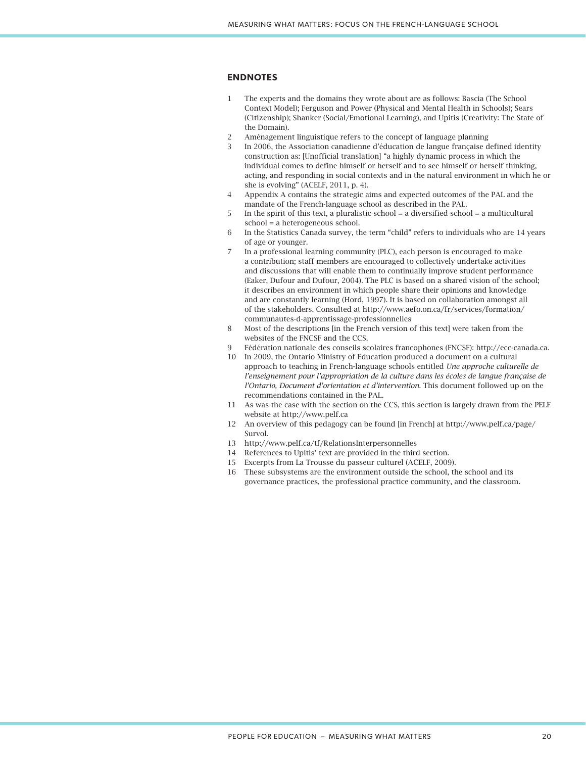## ENDNOTES

1. The experts and the domains they wrote about are as follows: Bascia (The School Context Model); Ferguson and Power (Physical and Mental Health in Schools); Sears (Citizenship); Shanker (Social/Emotional Learning), and Upitis (Creativity: The State of the Domain).
2. Aménagement linguistique refers to the concept of language planning
3. In 2006, the Association canadienne d'éducation de langue française defined identity construction as: [Unofficial translation] "a highly dynamic process in which the individual comes to define himself or herself and to see himself or herself thinking, acting, and responding in social contexts and in the natural environment in which he or she is evolving" (ACELF, 2011, p. 4).
4. Appendix A contains the strategic aims and expected outcomes of the PAL and the mandate of the French-language school as described in the PAL.
5. In the spirit of this text, a pluralistic school = a diversified school = a multicultural school = a heterogeneous school.
6. In the Statistics Canada survey, the term "child" refers to individuals who are 14 years of age or younger.
7. In a professional learning community (PLC), each person is encouraged to make a contribution; staff members are encouraged to collectively undertake activities and discussions that will enable them to continually improve student performance (Eaker, Dufour and Dufour, 2004). The PLC is based on a shared vision of the school; it describes an environment in which people share their opinions and knowledge and are constantly learning (Hord, 1997). It is based on collaboration amongst all of the stakeholders. Consulted at http://www.aefo.on.ca/fr/services/formation/communautes-d-apprentissage-professionnelles
8. Most of the descriptions [in the French version of this text] were taken from the websites of the FNCSF and the CCS.
9. Fédération nationale des conseils scolaires francophones (FNCSF): http://ecc-canada.ca.
10. In 2009, the Ontario Ministry of Education produced a document on a cultural approach to teaching in French-language schools entitled *Une approche culturelle de l'enseignement pour l'appropriation de la culture dans les écoles de langue française de l'Ontario, Document d'orientation et d'intervention*. This document followed up on the recommendations contained in the PAL.
11. As was the case with the section on the CCS, this section is largely drawn from the PELF website at http://www.pelf.ca
12. An overview of this pedagogy can be found [in French] at http://www.pelf.ca/page/Survol.
13. http://www.pelf.ca/tf/RelationsInterpersonnelles
14. References to Upitis' text are provided in the third section.
15. Excerpts from La Trousse du passeur culturel (ACELF, 2009).
16. These subsystems are the environment outside the school, the school and its governance practices, the professional practice community, and the classroom.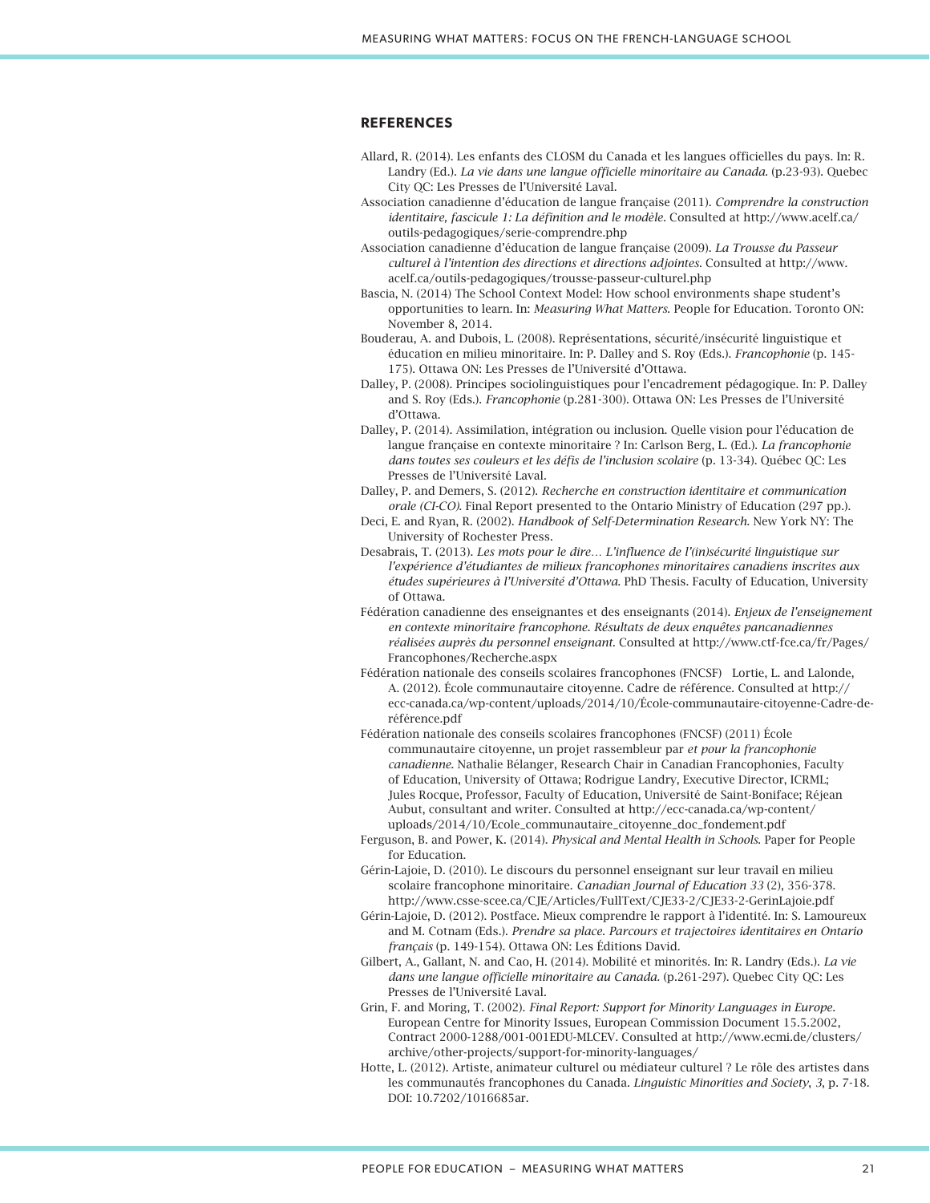## REFERENCES

Allard, R. (2014). Les enfants des CLOSM du Canada et les langues officielles du pays. In: R. Landry (Ed.). *La vie dans une langue officielle minoritaire au Canada.* (p.23-93). Quebec City QC: Les Presses de l'Université Laval.

Association canadienne d'éducation de langue française (2011). *Comprendre la construction identitaire, fascicule 1: La définition and le modèle*. Consulted at http://www.acelf.ca/outils-pedagogiques/serie-comprendre.php

Association canadienne d'éducation de langue française (2009). *La Trousse du Passeur culturel à l'intention des directions et directions adjointes*. Consulted at http://www.acelf.ca/outils-pedagogiques/trousse-passeur-culturel.php

Bascia, N. (2014) The School Context Model: How school environments shape student's opportunities to learn. In: *Measuring What Matters*. People for Education. Toronto ON: November 8, 2014.

Bouderau, A. and Dubois, L. (2008). Représentations, sécurité/insécurité linguistique et éducation en milieu minoritaire. In: P. Dalley and S. Roy (Eds.). *Francophonie* (p. 145-175). Ottawa ON: Les Presses de l'Université d'Ottawa.

Dalley, P. (2008). Principes sociolinguistiques pour l'encadrement pédagogique. In: P. Dalley and S. Roy (Eds.). *Francophonie* (p.281-300). Ottawa ON: Les Presses de l'Université d'Ottawa.

Dalley, P. (2014). Assimilation, intégration ou inclusion. Quelle vision pour l'éducation de langue française en contexte minoritaire ? In: Carlson Berg, L. (Ed.). *La francophonie dans toutes ses couleurs et les défis de l'inclusion scolaire* (p. 13-34). Québec QC: Les Presses de l'Université Laval.

Dalley, P. and Demers, S. (2012). *Recherche en construction identitaire et communication orale (CI-CO).* Final Report presented to the Ontario Ministry of Education (297 pp.).

Deci, E. and Ryan, R. (2002). *Handbook of Self-Determination Research.* New York NY: The University of Rochester Press.

Desabrais, T. (2013). *Les mots pour le dire… L'influence de l'(in)sécurité linguistique sur l'expérience d'étudiantes de milieux francophones minoritaires canadiens inscrites aux études supérieures à l'Université d'Ottawa.* PhD Thesis. Faculty of Education, University of Ottawa.

Fédération canadienne des enseignantes et des enseignants (2014). *Enjeux de l'enseignement en contexte minoritaire francophone. Résultats de deux enquêtes pancanadiennes réalisées auprès du personnel enseignant.* Consulted at http://www.ctf-fce.ca/fr/Pages/Francophones/Recherche.aspx

Fédération nationale des conseils scolaires francophones (FNCSF) Lortie, L. and Lalonde, A. (2012). École communautaire citoyenne. Cadre de référence. Consulted at http://ecc-canada.ca/wp-content/uploads/2014/10/École-communautaire-citoyenne-Cadre-de-référence.pdf

Fédération nationale des conseils scolaires francophones (FNCSF) (2011) École communautaire citoyenne, un projet rassembleur par *et pour la francophonie canadienne.* Nathalie Bélanger, Research Chair in Canadian Francophonies, Faculty of Education, University of Ottawa; Rodrigue Landry, Executive Director, ICRML; Jules Rocque, Professor, Faculty of Education, Université de Saint-Boniface; Réjean Aubut, consultant and writer. Consulted at http://ecc-canada.ca/wp-content/uploads/2014/10/Ecole_communautaire_citoyenne_doc_fondement.pdf

Ferguson, B. and Power, K. (2014). *Physical and Mental Health in Schools.* Paper for People for Education.

Gérin-Lajoie, D. (2010). Le discours du personnel enseignant sur leur travail en milieu scolaire francophone minoritaire. *Canadian Journal of Education 33* (2), 356-378. http://www.csse-scee.ca/CJE/Articles/FullText/CJE33-2/CJE33-2-GerinLajoie.pdf

Gérin-Lajoie, D. (2012). Postface. Mieux comprendre le rapport à l'identité. In: S. Lamoureux and M. Cotnam (Eds.). *Prendre sa place. Parcours et trajectoires identitaires en Ontario français* (p. 149-154). Ottawa ON: Les Éditions David.

Gilbert, A., Gallant, N. and Cao, H. (2014). Mobilité et minorités. In: R. Landry (Eds.). *La vie dans une langue officielle minoritaire au Canada.* (p.261-297). Quebec City QC: Les Presses de l'Université Laval.

Grin, F. and Moring, T. (2002). *Final Report: Support for Minority Languages in Europe.* European Centre for Minority Issues, European Commission Document 15.5.2002, Contract 2000-1288/001-001EDU-MLCEV. Consulted at http://www.ecmi.de/clusters/archive/other-projects/support-for-minority-languages/

Hotte, L. (2012). Artiste, animateur culturel ou médiateur culturel ? Le rôle des artistes dans les communautés francophones du Canada. *Linguistic Minorities and Society*, *3*, p. 7-18. DOI: 10.7202/1016685ar.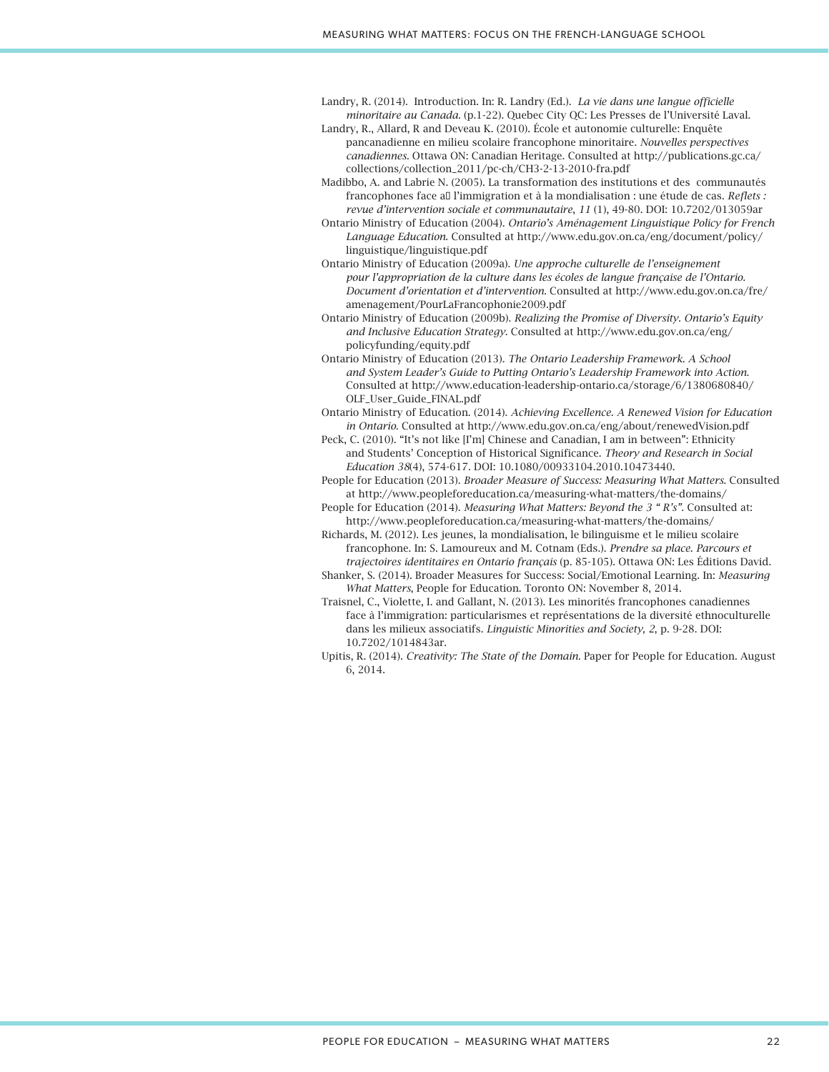Landry, R. (2014). Introduction. In: R. Landry (Ed.). *La vie dans une langue officielle minoritaire au Canada*. (p.1-22). Quebec City QC: Les Presses de l'Université Laval.

Landry, R., Allard, R and Deveau K. (2010). École et autonomie culturelle: Enquête pancanadienne en milieu scolaire francophone minoritaire. *Nouvelles perspectives canadiennes*. Ottawa ON: Canadian Heritage. Consulted at http://publications.gc.ca/collections/collection_2011/pc-ch/CH3-2-13-2010-fra.pdf

Madibbo, A. and Labrie N. (2005). La transformation des institutions et des communautés francophones face a l'immigration et à la mondialisation : une étude de cas. *Reflets : revue d'intervention sociale et communautaire*, *11* (1), 49-80. DOI: 10.7202/013059ar

Ontario Ministry of Education (2004). *Ontario's Aménagement Linguistique Policy for French Language Education*. Consulted at http://www.edu.gov.on.ca/eng/document/policy/linguistique/linguistique.pdf

Ontario Ministry of Education (2009a). *Une approche culturelle de l'enseignement pour l'appropriation de la culture dans les écoles de langue française de l'Ontario. Document d'orientation et d'intervention*. Consulted at http://www.edu.gov.on.ca/fre/amenagement/PourLaFrancophonie2009.pdf

Ontario Ministry of Education (2009b). *Realizing the Promise of Diversity. Ontario's Equity and Inclusive Education Strategy*. Consulted at http://www.edu.gov.on.ca/eng/policyfunding/equity.pdf

Ontario Ministry of Education (2013). *The Ontario Leadership Framework. A School and System Leader's Guide to Putting Ontario's Leadership Framework into Action*. Consulted at http://www.education-leadership-ontario.ca/storage/6/1380680840/OLF_User_Guide_FINAL.pdf

Ontario Ministry of Education. (2014). *Achieving Excellence. A Renewed Vision for Education in Ontario*. Consulted at http://www.edu.gov.on.ca/eng/about/renewedVision.pdf

Peck, C. (2010). "It's not like [I'm] Chinese and Canadian, I am in between": Ethnicity and Students' Conception of Historical Significance. *Theory and Research in Social Education 38*(4), 574-617. DOI: 10.1080/00933104.2010.10473440.

People for Education (2013). *Broader Measure of Success: Measuring What Matters*. Consulted at http://www.peopleforeducation.ca/measuring-what-matters/the-domains/

People for Education (2014). *Measuring What Matters: Beyond the 3 " R's"*. Consulted at: http://www.peopleforeducation.ca/measuring-what-matters/the-domains/

Richards, M. (2012). Les jeunes, la mondialisation, le bilinguisme et le milieu scolaire francophone. In: S. Lamoureux and M. Cotnam (Eds.). *Prendre sa place. Parcours et trajectoires identitaires en Ontario français* (p. 85-105). Ottawa ON: Les Éditions David.

Shanker, S. (2014). Broader Measures for Success: Social/Emotional Learning. In: *Measuring What Matters*, People for Education. Toronto ON: November 8, 2014.

Traisnel, C., Violette, I. and Gallant, N. (2013). Les minorités francophones canadiennes face à l'immigration: particularismes et représentations de la diversité ethnoculturelle dans les milieux associatifs. *Linguistic Minorities and Society, 2*, p. 9-28. DOI: 10.7202/1014843ar.

Upitis, R. (2014). *Creativity: The State of the Domain*. Paper for People for Education. August 6, 2014.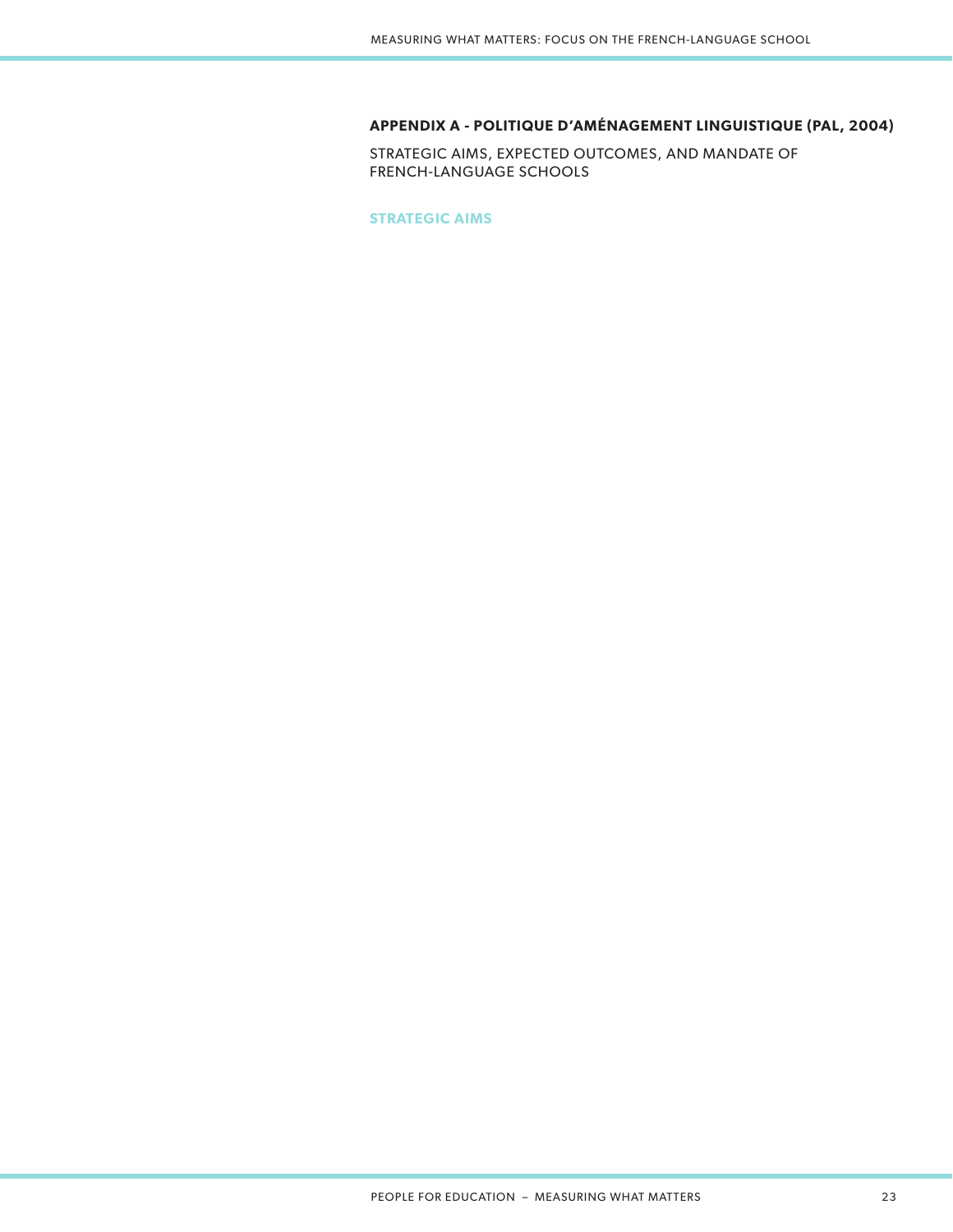## APPENDIX A - POLITIQUE D'AMÉNAGEMENT LINGUISTIQUE (PAL, 2004)

STRATEGIC AIMS, EXPECTED OUTCOMES, AND MANDATE OF FRENCH-LANGUAGE SCHOOLS

### STRATEGIC AIMS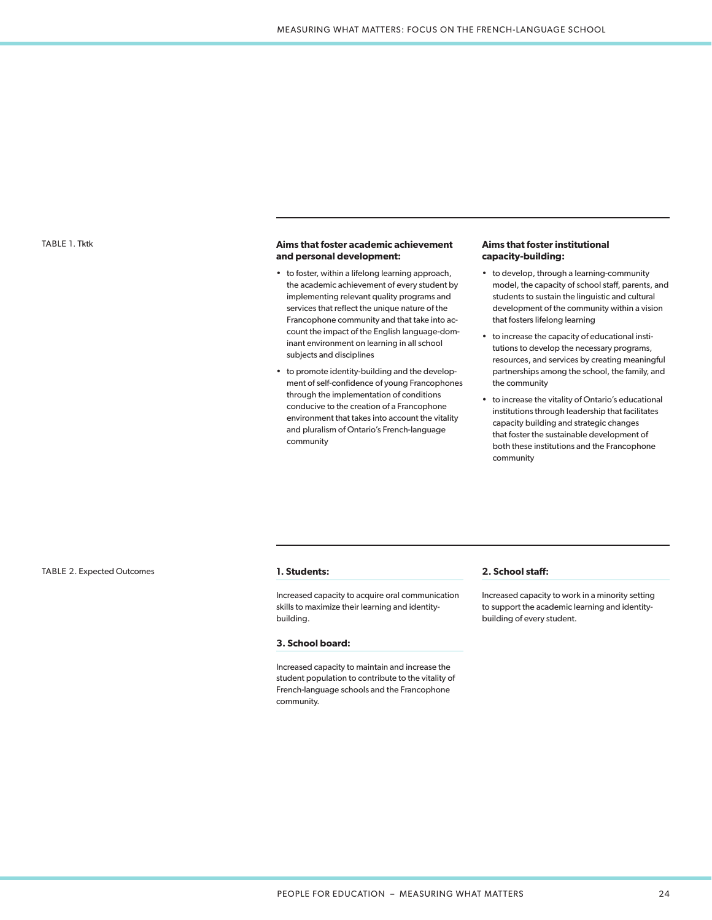TABLE 1. Tktk

**Aims that foster academic achievement and personal development:**

- to foster, within a lifelong learning approach, the academic achievement of every student by implementing relevant quality programs and services that reflect the unique nature of the Francophone community and that take into account the impact of the English language-dominant environment on learning in all school subjects and disciplines
- to promote identity-building and the development of self-confidence of young Francophones through the implementation of conditions conducive to the creation of a Francophone environment that takes into account the vitality and pluralism of Ontario's French-language community

**Aims that foster institutional capacity-building:**

- to develop, through a learning-community model, the capacity of school staff, parents, and students to sustain the linguistic and cultural development of the community within a vision that fosters lifelong learning
- to increase the capacity of educational institutions to develop the necessary programs, resources, and services by creating meaningful partnerships among the school, the family, and the community
- to increase the vitality of Ontario's educational institutions through leadership that facilitates capacity building and strategic changes that foster the sustainable development of both these institutions and the Francophone community

TABLE 2. Expected Outcomes

**1. Students:**

Increased capacity to acquire oral communication skills to maximize their learning and identity-building.

**2. School staff:**

Increased capacity to work in a minority setting to support the academic learning and identity-building of every student.

**3. School board:**

Increased capacity to maintain and increase the student population to contribute to the vitality of French-language schools and the Francophone community.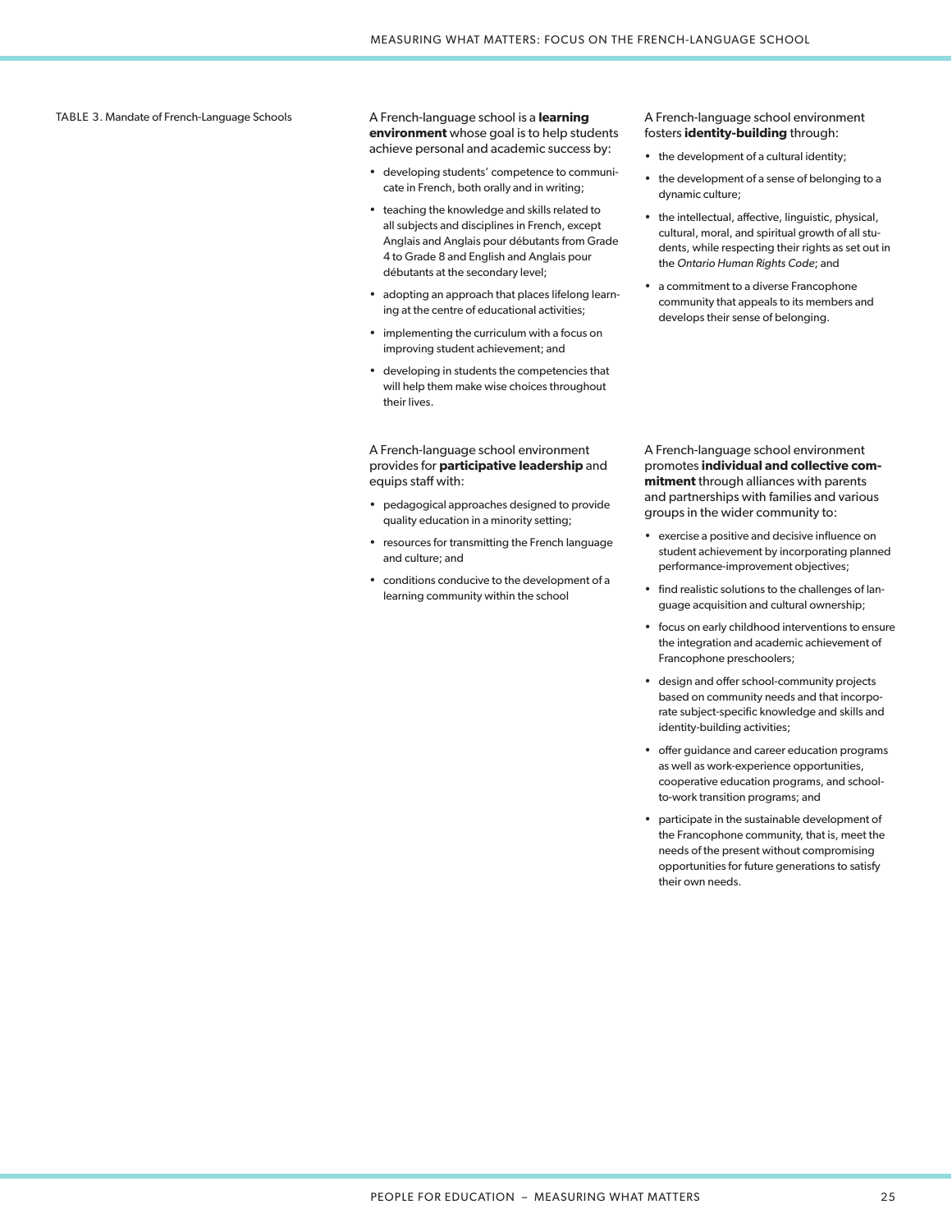TABLE 3. Mandate of French-Language Schools

A French-language school is a **learning environment** whose goal is to help students achieve personal and academic success by:

- developing students' competence to communicate in French, both orally and in writing;
- teaching the knowledge and skills related to all subjects and disciplines in French, except Anglais and Anglais pour débutants from Grade 4 to Grade 8 and English and Anglais pour débutants at the secondary level;
- adopting an approach that places lifelong learning at the centre of educational activities;
- implementing the curriculum with a focus on improving student achievement; and
- developing in students the competencies that will help them make wise choices throughout their lives.

A French-language school environment fosters **identity-building** through:

- the development of a cultural identity;
- the development of a sense of belonging to a dynamic culture;
- the intellectual, affective, linguistic, physical, cultural, moral, and spiritual growth of all students, while respecting their rights as set out in the *Ontario Human Rights Code*; and
- a commitment to a diverse Francophone community that appeals to its members and develops their sense of belonging.

A French-language school environment provides for **participative leadership** and equips staff with:

- pedagogical approaches designed to provide quality education in a minority setting;
- resources for transmitting the French language and culture; and
- conditions conducive to the development of a learning community within the school

A French-language school environment promotes **individual and collective commitment** through alliances with parents and partnerships with families and various groups in the wider community to:

- exercise a positive and decisive influence on student achievement by incorporating planned performance-improvement objectives;
- find realistic solutions to the challenges of language acquisition and cultural ownership;
- focus on early childhood interventions to ensure the integration and academic achievement of Francophone preschoolers;
- design and offer school-community projects based on community needs and that incorporate subject-specific knowledge and skills and identity-building activities;
- offer guidance and career education programs as well as work-experience opportunities, cooperative education programs, and school-to-work transition programs; and
- participate in the sustainable development of the Francophone community, that is, meet the needs of the present without compromising opportunities for future generations to satisfy their own needs.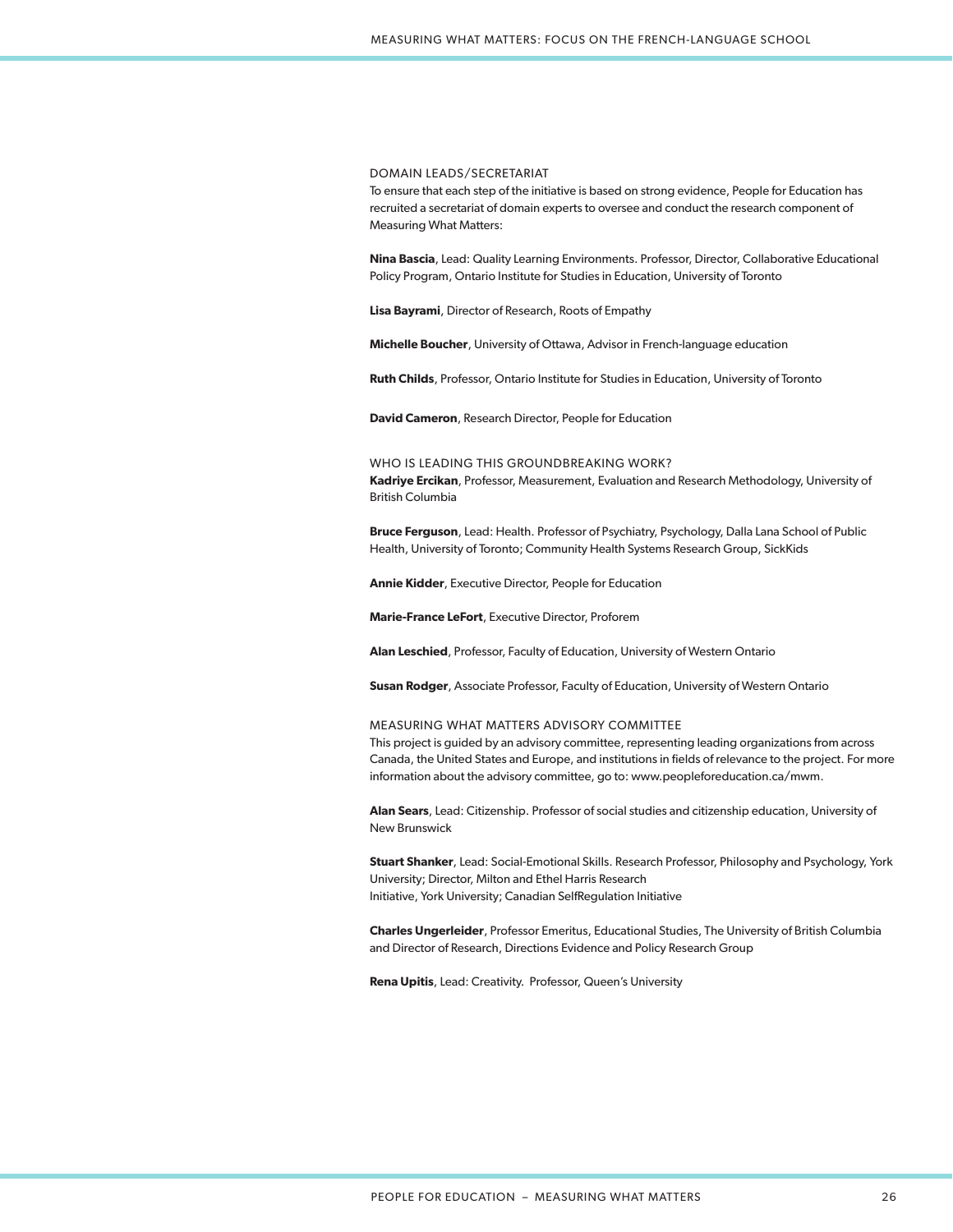## DOMAIN LEADS/SECRETARIAT

To ensure that each step of the initiative is based on strong evidence, People for Education has recruited a secretariat of domain experts to oversee and conduct the research component of Measuring What Matters:

**Nina Bascia**, Lead: Quality Learning Environments. Professor, Director, Collaborative Educational Policy Program, Ontario Institute for Studies in Education, University of Toronto

**Lisa Bayrami**, Director of Research, Roots of Empathy

**Michelle Boucher**, University of Ottawa, Advisor in French-language education

**Ruth Childs**, Professor, Ontario Institute for Studies in Education, University of Toronto

**David Cameron**, Research Director, People for Education

## WHO IS LEADING THIS GROUNDBREAKING WORK?

**Kadriye Ercikan**, Professor, Measurement, Evaluation and Research Methodology, University of British Columbia

**Bruce Ferguson**, Lead: Health. Professor of Psychiatry, Psychology, Dalla Lana School of Public Health, University of Toronto; Community Health Systems Research Group, SickKids

**Annie Kidder**, Executive Director, People for Education

**Marie-France LeFort**, Executive Director, Proforem

**Alan Leschied**, Professor, Faculty of Education, University of Western Ontario

**Susan Rodger**, Associate Professor, Faculty of Education, University of Western Ontario

## MEASURING WHAT MATTERS ADVISORY COMMITTEE

This project is guided by an advisory committee, representing leading organizations from across Canada, the United States and Europe, and institutions in fields of relevance to the project. For more information about the advisory committee, go to: www.peopleforeducation.ca/mwm.

**Alan Sears**, Lead: Citizenship. Professor of social studies and citizenship education, University of New Brunswick

**Stuart Shanker**, Lead: Social-Emotional Skills. Research Professor, Philosophy and Psychology, York University; Director, Milton and Ethel Harris Research Initiative, York University; Canadian SelfRegulation Initiative

**Charles Ungerleider**, Professor Emeritus, Educational Studies, The University of British Columbia and Director of Research, Directions Evidence and Policy Research Group

**Rena Upitis**, Lead: Creativity. Professor, Queen's University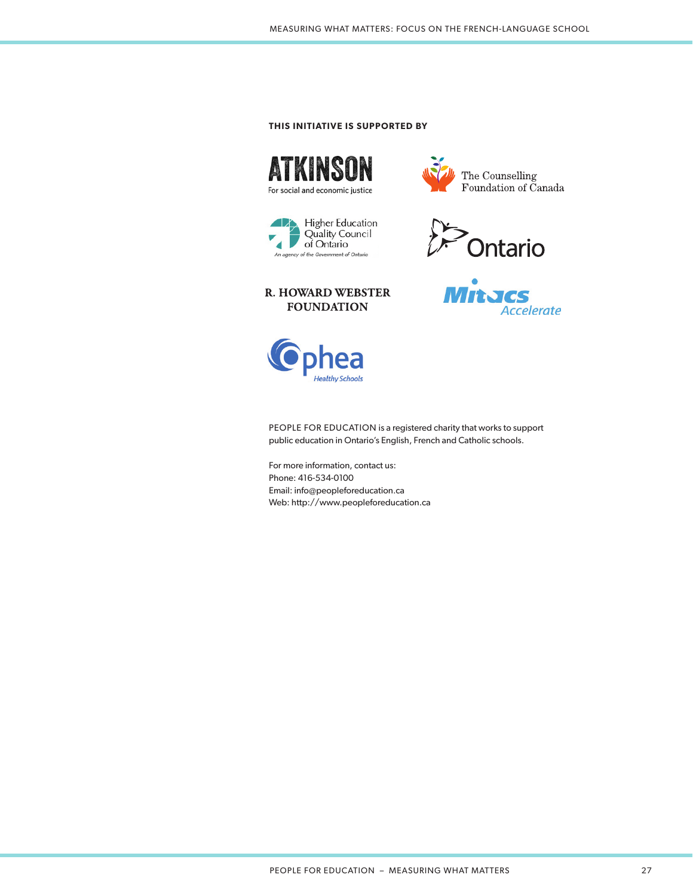**THIS INITIATIVE IS SUPPORTED BY**

ATKINSON
For social and economic justice

The Counselling Foundation of Canada

Higher Education Quality Council of Ontario
An agency of the Government of Ontario

Ontario

R. HOWARD WEBSTER FOUNDATION

Mitacs Accelerate

ophea
Healthy Schools

PEOPLE FOR EDUCATION is a registered charity that works to support public education in Ontario's English, French and Catholic schools.

For more information, contact us:
Phone: 416-534-0100
Email: info@peopleforeducation.ca
Web: http://www.peopleforeducation.ca